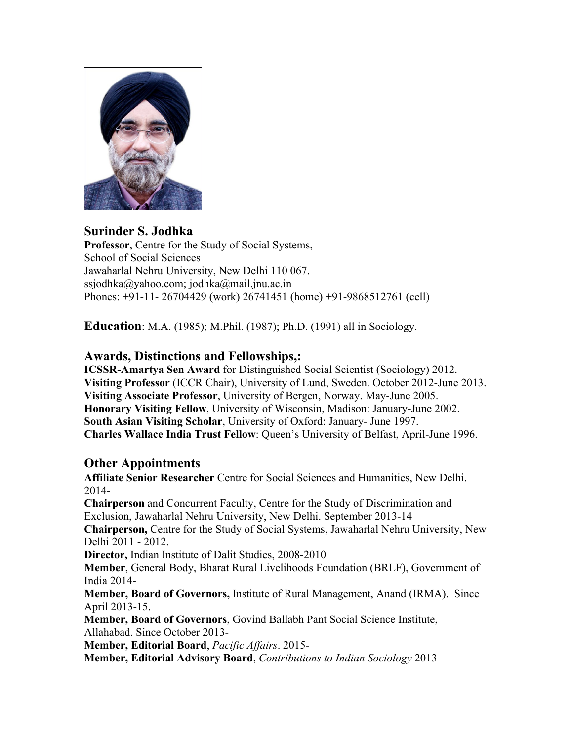## Surinder S. Jodhka

**Professor**, Centre for the Study of Social Systems,
School of Social Sciences
Jawaharlal Nehru University, New Delhi 110 067.
ssjodhka@yahoo.com; jodhka@mail.jnu.ac.in
Phones: +91-11- 26704429 (work) 26741451 (home) +91-9868512761 (cell)

**Education**: M.A. (1985); M.Phil. (1987); Ph.D. (1991) all in Sociology.

## Awards, Distinctions and Fellowships,:

**ICSSR-Amartya Sen Award** for Distinguished Social Scientist (Sociology) 2012.
**Visiting Professor** (ICCR Chair), University of Lund, Sweden. October 2012-June 2013.
**Visiting Associate Professor**, University of Bergen, Norway. May-June 2005.
**Honorary Visiting Fellow**, University of Wisconsin, Madison: January-June 2002.
**South Asian Visiting Scholar**, University of Oxford: January- June 1997.
**Charles Wallace India Trust Fellow**: Queen's University of Belfast, April-June 1996.

## Other Appointments

**Affiliate Senior Researcher** Centre for Social Sciences and Humanities, New Delhi. 2014-
**Chairperson** and Concurrent Faculty, Centre for the Study of Discrimination and Exclusion, Jawaharlal Nehru University, New Delhi. September 2013-14
**Chairperson,** Centre for the Study of Social Systems, Jawaharlal Nehru University, New Delhi 2011 - 2012.
**Director,** Indian Institute of Dalit Studies, 2008-2010
**Member**, General Body, Bharat Rural Livelihoods Foundation (BRLF), Government of India 2014-
**Member, Board of Governors,** Institute of Rural Management, Anand (IRMA). Since April 2013-15.
**Member, Board of Governors**, Govind Ballabh Pant Social Science Institute, Allahabad. Since October 2013-
**Member, Editorial Board**, *Pacific Affairs*. 2015-
**Member, Editorial Advisory Board**, *Contributions to Indian Sociology* 2013-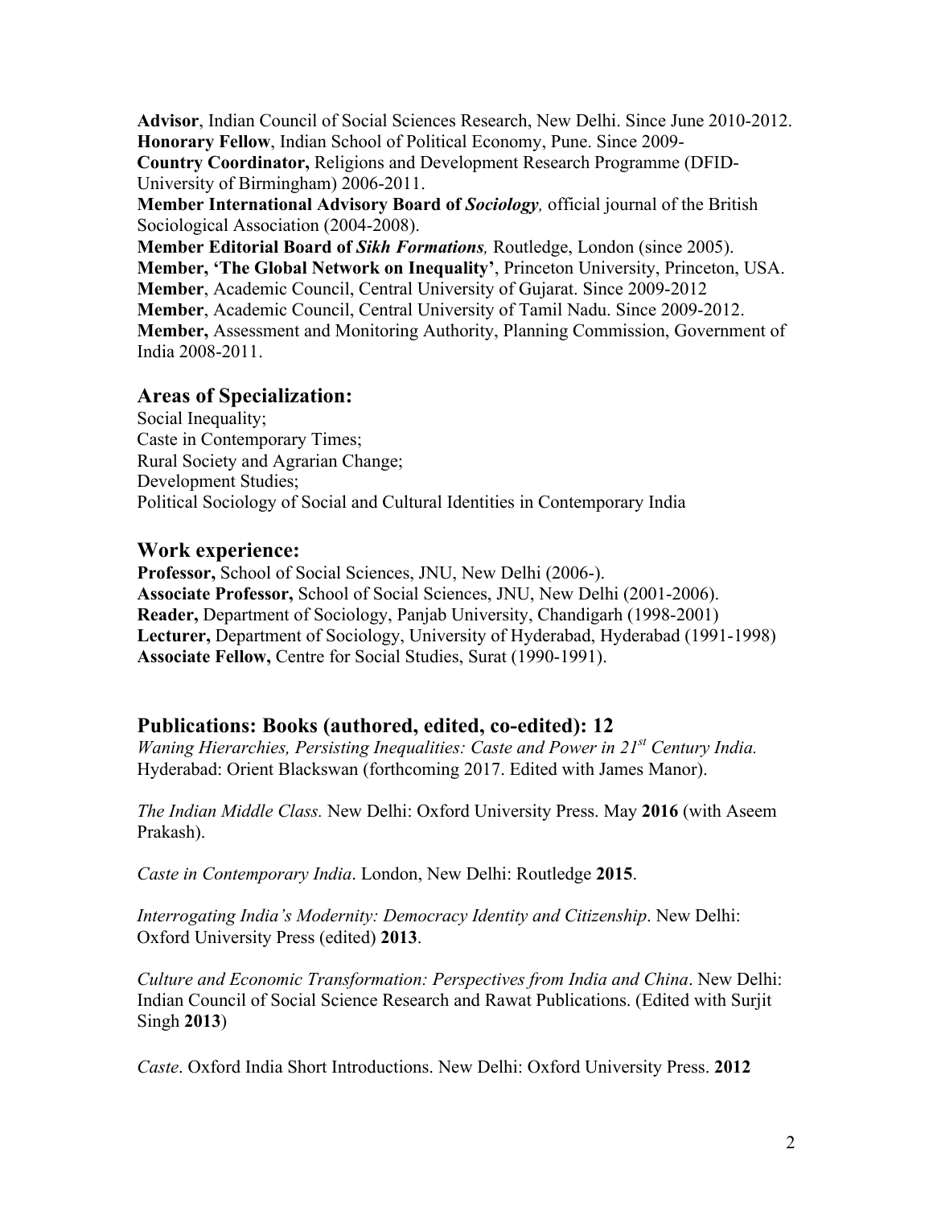**Advisor**, Indian Council of Social Sciences Research, New Delhi. Since June 2010-2012.
**Honorary Fellow**, Indian School of Political Economy, Pune. Since 2009-
**Country Coordinator,** Religions and Development Research Programme (DFID-University of Birmingham) 2006-2011.
**Member International Advisory Board of *Sociology*,** official journal of the British Sociological Association (2004-2008).
**Member Editorial Board of *Sikh Formations*,** Routledge, London (since 2005).
**Member, 'The Global Network on Inequality'**, Princeton University, Princeton, USA.
**Member**, Academic Council, Central University of Gujarat. Since 2009-2012
**Member**, Academic Council, Central University of Tamil Nadu. Since 2009-2012.
**Member,** Assessment and Monitoring Authority, Planning Commission, Government of India 2008-2011.

## Areas of Specialization:

Social Inequality;
Caste in Contemporary Times;
Rural Society and Agrarian Change;
Development Studies;
Political Sociology of Social and Cultural Identities in Contemporary India

## Work experience:

**Professor,** School of Social Sciences, JNU, New Delhi (2006-).
**Associate Professor,** School of Social Sciences, JNU, New Delhi (2001-2006).
**Reader,** Department of Sociology, Panjab University, Chandigarh (1998-2001)
**Lecturer,** Department of Sociology, University of Hyderabad, Hyderabad (1991-1998)
**Associate Fellow,** Centre for Social Studies, Surat (1990-1991).

## Publications: Books (authored, edited, co-edited): 12

*Waning Hierarchies, Persisting Inequalities: Caste and Power in 21st Century India.* Hyderabad: Orient Blackswan (forthcoming 2017. Edited with James Manor).

*The Indian Middle Class.* New Delhi: Oxford University Press. May **2016** (with Aseem Prakash).

*Caste in Contemporary India*. London, New Delhi: Routledge **2015**.

*Interrogating India's Modernity: Democracy Identity and Citizenship*. New Delhi: Oxford University Press (edited) **2013**.

*Culture and Economic Transformation: Perspectives from India and China*. New Delhi: Indian Council of Social Science Research and Rawat Publications. (Edited with Surjit Singh **2013**)

*Caste*. Oxford India Short Introductions. New Delhi: Oxford University Press. **2012**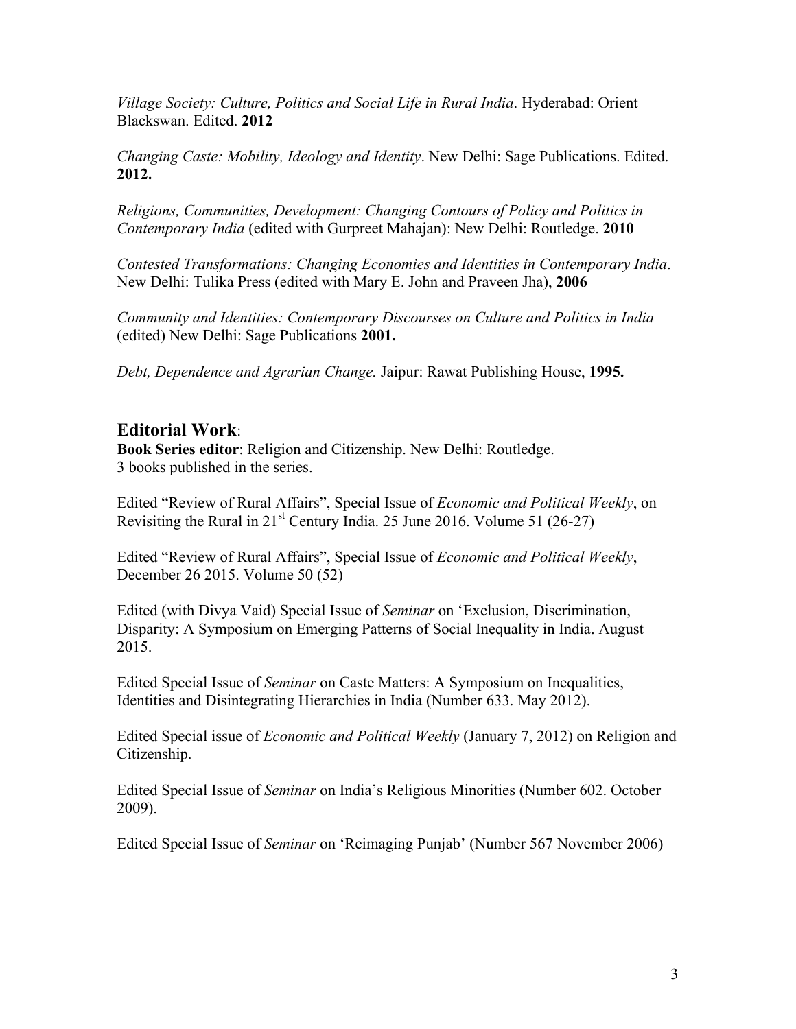*Village Society: Culture, Politics and Social Life in Rural India*. Hyderabad: Orient Blackswan. Edited. **2012**

*Changing Caste: Mobility, Ideology and Identity*. New Delhi: Sage Publications. Edited. **2012.**

*Religions, Communities, Development: Changing Contours of Policy and Politics in Contemporary India* (edited with Gurpreet Mahajan): New Delhi: Routledge. **2010**

*Contested Transformations: Changing Economies and Identities in Contemporary India*. New Delhi: Tulika Press (edited with Mary E. John and Praveen Jha), **2006**

*Community and Identities: Contemporary Discourses on Culture and Politics in India* (edited) New Delhi: Sage Publications **2001.**

*Debt, Dependence and Agrarian Change.* Jaipur: Rawat Publishing House, **1995.**

## Editorial Work:

**Book Series editor**: Religion and Citizenship. New Delhi: Routledge.
3 books published in the series.

Edited "Review of Rural Affairs", Special Issue of *Economic and Political Weekly*, on Revisiting the Rural in 21st Century India. 25 June 2016. Volume 51 (26-27)

Edited "Review of Rural Affairs", Special Issue of *Economic and Political Weekly*, December 26 2015. Volume 50 (52)

Edited (with Divya Vaid) Special Issue of *Seminar* on 'Exclusion, Discrimination, Disparity: A Symposium on Emerging Patterns of Social Inequality in India. August 2015.

Edited Special Issue of *Seminar* on Caste Matters: A Symposium on Inequalities, Identities and Disintegrating Hierarchies in India (Number 633. May 2012).

Edited Special issue of *Economic and Political Weekly* (January 7, 2012) on Religion and Citizenship.

Edited Special Issue of *Seminar* on India's Religious Minorities (Number 602. October 2009).

Edited Special Issue of *Seminar* on 'Reimaging Punjab' (Number 567 November 2006)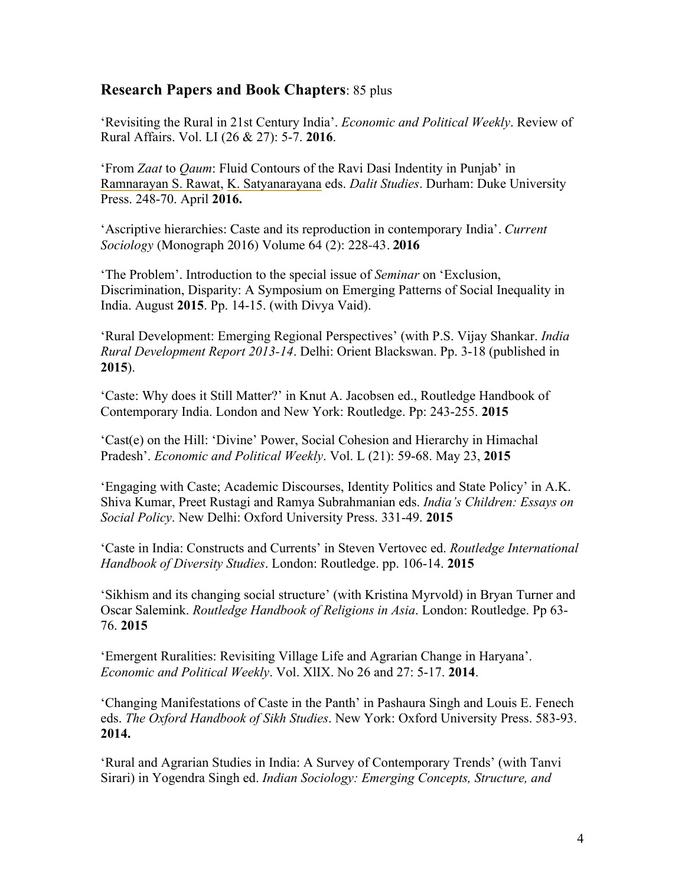## **Research Papers and Book Chapters**: 85 plus

'Revisiting the Rural in 21st Century India'. *Economic and Political Weekly*. Review of Rural Affairs. Vol. LI (26 & 27): 5-7. **2016**.

'From *Zaat* to *Qaum*: Fluid Contours of the Ravi Dasi Indentity in Punjab' in Ramnarayan S. Rawat, K. Satyanarayana eds. *Dalit Studies*. Durham: Duke University Press. 248-70. April **2016.**

'Ascriptive hierarchies: Caste and its reproduction in contemporary India'. *Current Sociology* (Monograph 2016) Volume 64 (2): 228-43. **2016**

'The Problem'. Introduction to the special issue of *Seminar* on 'Exclusion, Discrimination, Disparity: A Symposium on Emerging Patterns of Social Inequality in India. August **2015**. Pp. 14-15. (with Divya Vaid).

'Rural Development: Emerging Regional Perspectives' (with P.S. Vijay Shankar. *India Rural Development Report 2013-14*. Delhi: Orient Blackswan. Pp. 3-18 (published in **2015**).

'Caste: Why does it Still Matter?' in Knut A. Jacobsen ed., Routledge Handbook of Contemporary India. London and New York: Routledge. Pp: 243-255. **2015**

'Cast(e) on the Hill: 'Divine' Power, Social Cohesion and Hierarchy in Himachal Pradesh'. *Economic and Political Weekly*. Vol. L (21): 59-68. May 23, **2015**

'Engaging with Caste; Academic Discourses, Identity Politics and State Policy' in A.K. Shiva Kumar, Preet Rustagi and Ramya Subrahmanian eds. *India's Children: Essays on Social Policy*. New Delhi: Oxford University Press. 331-49. **2015**

'Caste in India: Constructs and Currents' in Steven Vertovec ed. *Routledge International Handbook of Diversity Studies*. London: Routledge. pp. 106-14. **2015**

'Sikhism and its changing social structure' (with Kristina Myrvold) in Bryan Turner and Oscar Salemink. *Routledge Handbook of Religions in Asia*. London: Routledge. Pp 63-76. **2015**

'Emergent Ruralities: Revisiting Village Life and Agrarian Change in Haryana'. *Economic and Political Weekly*. Vol. XlIX. No 26 and 27: 5-17. **2014**.

'Changing Manifestations of Caste in the Panth' in Pashaura Singh and Louis E. Fenech eds. *The Oxford Handbook of Sikh Studies*. New York: Oxford University Press. 583-93. **2014.**

'Rural and Agrarian Studies in India: A Survey of Contemporary Trends' (with Tanvi Sirari) in Yogendra Singh ed. *Indian Sociology: Emerging Concepts, Structure, and*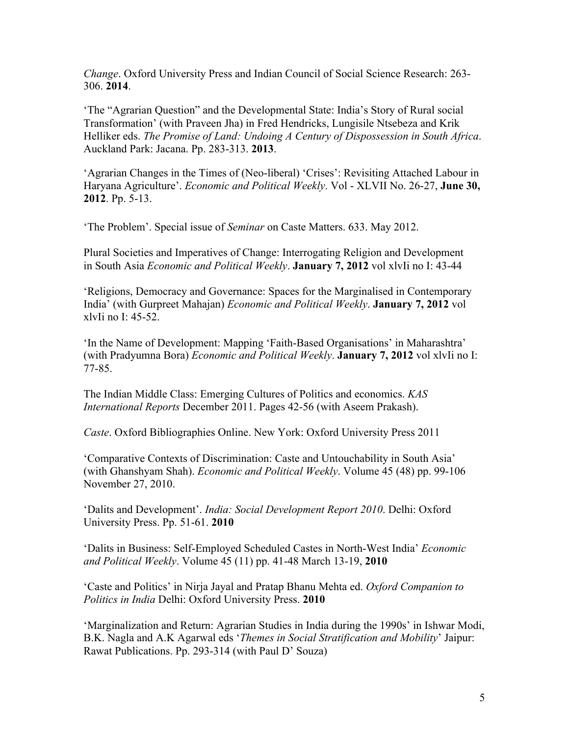*Change*. Oxford University Press and Indian Council of Social Science Research: 263-306. **2014**.

'The "Agrarian Question" and the Developmental State: India's Story of Rural social Transformation' (with Praveen Jha) in Fred Hendricks, Lungisile Ntsebeza and Krik Helliker eds. *The Promise of Land: Undoing A Century of Dispossession in South Africa*. Auckland Park: Jacana. Pp. 283-313. **2013**.

'Agrarian Changes in the Times of (Neo-liberal) 'Crises': Revisiting Attached Labour in Haryana Agriculture'. *Economic and Political Weekly*. Vol - XLVII No. 26-27, **June 30, 2012**. Pp. 5-13.

'The Problem'. Special issue of *Seminar* on Caste Matters. 633. May 2012.

Plural Societies and Imperatives of Change: Interrogating Religion and Development in South Asia *Economic and Political Weekly*. **January 7, 2012** vol xlvIi no I: 43-44

'Religions, Democracy and Governance: Spaces for the Marginalised in Contemporary India' (with Gurpreet Mahajan) *Economic and Political Weekly*. **January 7, 2012** vol xlvIi no I: 45-52.

'In the Name of Development: Mapping 'Faith-Based Organisations' in Maharashtra' (with Pradyumna Bora) *Economic and Political Weekly*. **January 7, 2012** vol xlvIi no I: 77-85.

The Indian Middle Class: Emerging Cultures of Politics and economics. *KAS International Reports* December 2011. Pages 42-56 (with Aseem Prakash).

*Caste*. Oxford Bibliographies Online. New York: Oxford University Press 2011

'Comparative Contexts of Discrimination: Caste and Untouchability in South Asia' (with Ghanshyam Shah). *Economic and Political Weekly*. Volume 45 (48) pp. 99-106 November 27, 2010.

'Dalits and Development'. *India: Social Development Report 2010*. Delhi: Oxford University Press. Pp. 51-61. **2010**

'Dalits in Business: Self-Employed Scheduled Castes in North-West India' *Economic and Political Weekly*. Volume 45 (11) pp. 41-48 March 13-19, **2010**

'Caste and Politics' in Nirja Jayal and Pratap Bhanu Mehta ed. *Oxford Companion to Politics in India* Delhi: Oxford University Press. **2010**

'Marginalization and Return: Agrarian Studies in India during the 1990s' in Ishwar Modi, B.K. Nagla and A.K Agarwal eds '*Themes in Social Stratification and Mobility*' Jaipur: Rawat Publications. Pp. 293-314 (with Paul D' Souza)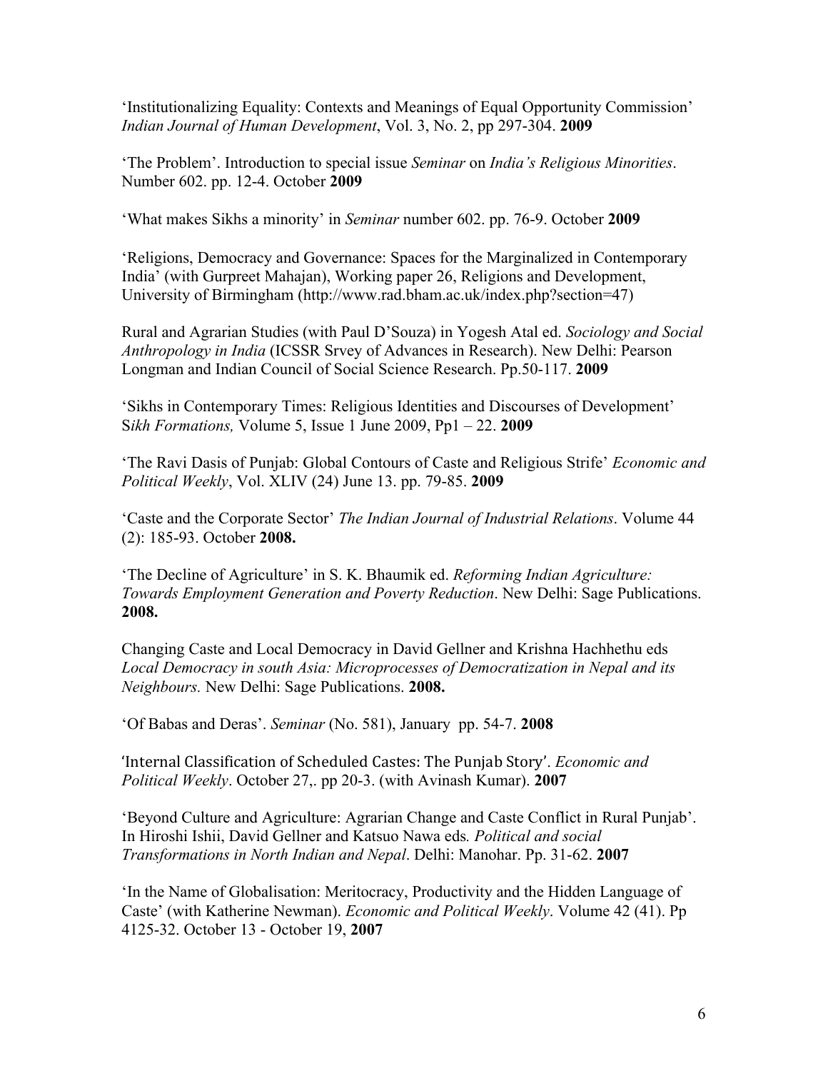'Institutionalizing Equality: Contexts and Meanings of Equal Opportunity Commission' *Indian Journal of Human Development*, Vol. 3, No. 2, pp 297-304. **2009**

'The Problem'. Introduction to special issue *Seminar* on *India's Religious Minorities*. Number 602. pp. 12-4. October **2009**

'What makes Sikhs a minority' in *Seminar* number 602. pp. 76-9. October **2009**

'Religions, Democracy and Governance: Spaces for the Marginalized in Contemporary India' (with Gurpreet Mahajan), Working paper 26, Religions and Development, University of Birmingham (http://www.rad.bham.ac.uk/index.php?section=47)

Rural and Agrarian Studies (with Paul D'Souza) in Yogesh Atal ed. *Sociology and Social Anthropology in India* (ICSSR Srvey of Advances in Research). New Delhi: Pearson Longman and Indian Council of Social Science Research. Pp.50-117. **2009**

'Sikhs in Contemporary Times: Religious Identities and Discourses of Development' S*ikh Formations,* Volume 5, Issue 1 June 2009, Pp1 – 22. **2009**

'The Ravi Dasis of Punjab: Global Contours of Caste and Religious Strife' *Economic and Political Weekly*, Vol. XLIV (24) June 13. pp. 79-85. **2009**

'Caste and the Corporate Sector' *The Indian Journal of Industrial Relations*. Volume 44 (2): 185-93. October **2008.**

'The Decline of Agriculture' in S. K. Bhaumik ed. *Reforming Indian Agriculture: Towards Employment Generation and Poverty Reduction*. New Delhi: Sage Publications. **2008.**

Changing Caste and Local Democracy in David Gellner and Krishna Hachhethu eds *Local Democracy in south Asia: Microprocesses of Democratization in Nepal and its Neighbours.* New Delhi: Sage Publications. **2008.**

'Of Babas and Deras'. *Seminar* (No. 581), January pp. 54-7. **2008**

'Internal Classification of Scheduled Castes: The Punjab Story'. *Economic and Political Weekly*. October 27,. pp 20-3. (with Avinash Kumar). **2007**

'Beyond Culture and Agriculture: Agrarian Change and Caste Conflict in Rural Punjab'. In Hiroshi Ishii, David Gellner and Katsuo Nawa eds*. Political and social Transformations in North Indian and Nepal*. Delhi: Manohar. Pp. 31-62. **2007**

'In the Name of Globalisation: Meritocracy, Productivity and the Hidden Language of Caste' (with Katherine Newman). *Economic and Political Weekly*. Volume 42 (41). Pp 4125-32. October 13 - October 19, **2007**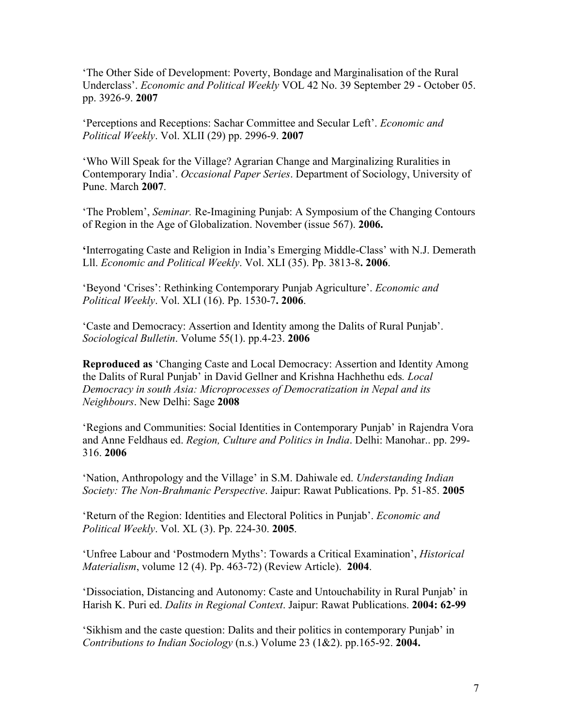'The Other Side of Development: Poverty, Bondage and Marginalisation of the Rural Underclass'. *Economic and Political Weekly* VOL 42 No. 39 September 29 - October 05. pp. 3926-9. **2007**

'Perceptions and Receptions: Sachar Committee and Secular Left'. *Economic and Political Weekly*. Vol. XLII (29) pp. 2996-9. **2007**

'Who Will Speak for the Village? Agrarian Change and Marginalizing Ruralities in Contemporary India'. *Occasional Paper Series*. Department of Sociology, University of Pune. March **2007**.

'The Problem', *Seminar.* Re-Imagining Punjab: A Symposium of the Changing Contours of Region in the Age of Globalization. November (issue 567). **2006.**

**'**Interrogating Caste and Religion in India's Emerging Middle-Class' with N.J. Demerath Lll. *Economic and Political Weekly*. Vol. XLI (35). Pp. 3813-8**. 2006**.

'Beyond 'Crises': Rethinking Contemporary Punjab Agriculture'. *Economic and Political Weekly*. Vol. XLI (16). Pp. 1530-7**. 2006**.

'Caste and Democracy: Assertion and Identity among the Dalits of Rural Punjab'. *Sociological Bulletin*. Volume 55(1). pp.4-23. **2006**

**Reproduced as** 'Changing Caste and Local Democracy: Assertion and Identity Among the Dalits of Rural Punjab' in David Gellner and Krishna Hachhethu eds*. Local Democracy in south Asia: Microprocesses of Democratization in Nepal and its Neighbours*. New Delhi: Sage **2008**

'Regions and Communities: Social Identities in Contemporary Punjab' in Rajendra Vora and Anne Feldhaus ed. *Region, Culture and Politics in India*. Delhi: Manohar.. pp. 299-316. **2006**

'Nation, Anthropology and the Village' in S.M. Dahiwale ed. *Understanding Indian Society: The Non-Brahmanic Perspective*. Jaipur: Rawat Publications. Pp. 51-85. **2005**

'Return of the Region: Identities and Electoral Politics in Punjab'. *Economic and Political Weekly*. Vol. XL (3). Pp. 224-30. **2005**.

'Unfree Labour and 'Postmodern Myths': Towards a Critical Examination', *Historical Materialism*, volume 12 (4). Pp. 463-72) (Review Article). **2004**.

'Dissociation, Distancing and Autonomy: Caste and Untouchability in Rural Punjab' in Harish K. Puri ed. *Dalits in Regional Context*. Jaipur: Rawat Publications. **2004: 62-99**

'Sikhism and the caste question: Dalits and their politics in contemporary Punjab' in *Contributions to Indian Sociology* (n.s.) Volume 23 (1&2). pp.165-92. **2004.**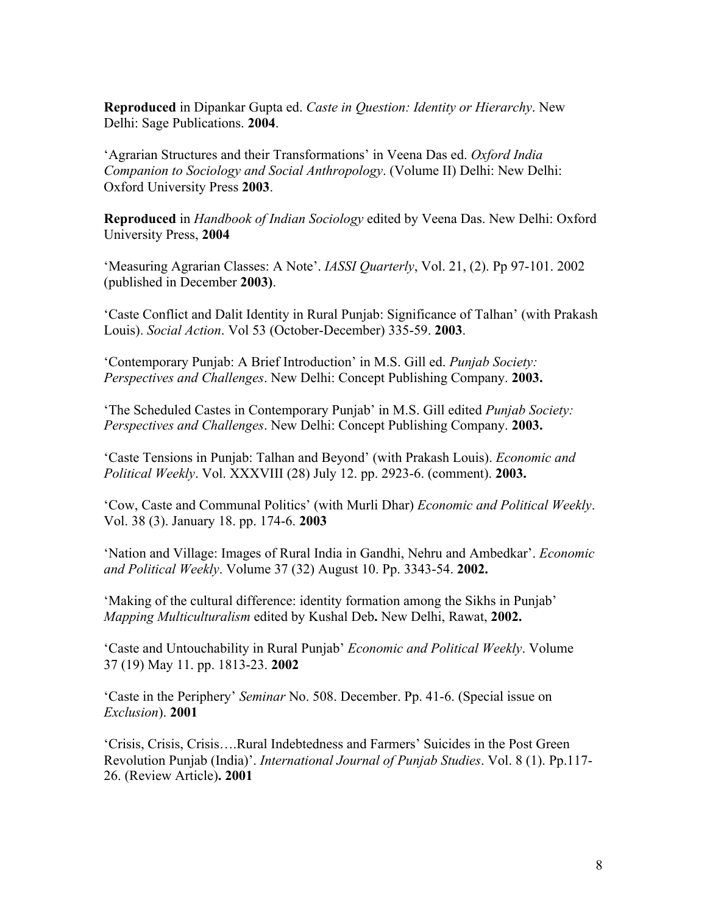**Reproduced** in Dipankar Gupta ed. *Caste in Question: Identity or Hierarchy*. New Delhi: Sage Publications. **2004**.

'Agrarian Structures and their Transformations' in Veena Das ed. *Oxford India Companion to Sociology and Social Anthropology*. (Volume II) Delhi: New Delhi: Oxford University Press **2003**.

**Reproduced** in *Handbook of Indian Sociology* edited by Veena Das. New Delhi: Oxford University Press, **2004**

'Measuring Agrarian Classes: A Note'. *IASSI Quarterly*, Vol. 21, (2). Pp 97-101. 2002 (published in December **2003)**.

'Caste Conflict and Dalit Identity in Rural Punjab: Significance of Talhan' (with Prakash Louis). *Social Action*. Vol 53 (October-December) 335-59. **2003**.

'Contemporary Punjab: A Brief Introduction' in M.S. Gill ed. *Punjab Society: Perspectives and Challenges*. New Delhi: Concept Publishing Company. **2003.**

'The Scheduled Castes in Contemporary Punjab' in M.S. Gill edited *Punjab Society: Perspectives and Challenges*. New Delhi: Concept Publishing Company. **2003.**

'Caste Tensions in Punjab: Talhan and Beyond' (with Prakash Louis). *Economic and Political Weekly*. Vol. XXXVIII (28) July 12. pp. 2923-6. (comment). **2003.**

'Cow, Caste and Communal Politics' (with Murli Dhar) *Economic and Political Weekly*. Vol. 38 (3). January 18. pp. 174-6. **2003**

'Nation and Village: Images of Rural India in Gandhi, Nehru and Ambedkar'. *Economic and Political Weekly*. Volume 37 (32) August 10. Pp. 3343-54. **2002.**

'Making of the cultural difference: identity formation among the Sikhs in Punjab' *Mapping Multiculturalism* edited by Kushal Deb**.** New Delhi, Rawat, **2002.**

'Caste and Untouchability in Rural Punjab' *Economic and Political Weekly*. Volume 37 (19) May 11. pp. 1813-23. **2002**

'Caste in the Periphery' *Seminar* No. 508. December. Pp. 41-6. (Special issue on *Exclusion*). **2001**

'Crisis, Crisis, Crisis….Rural Indebtedness and Farmers' Suicides in the Post Green Revolution Punjab (India)'. *International Journal of Punjab Studies*. Vol. 8 (1). Pp.117-26. (Review Article)**. 2001**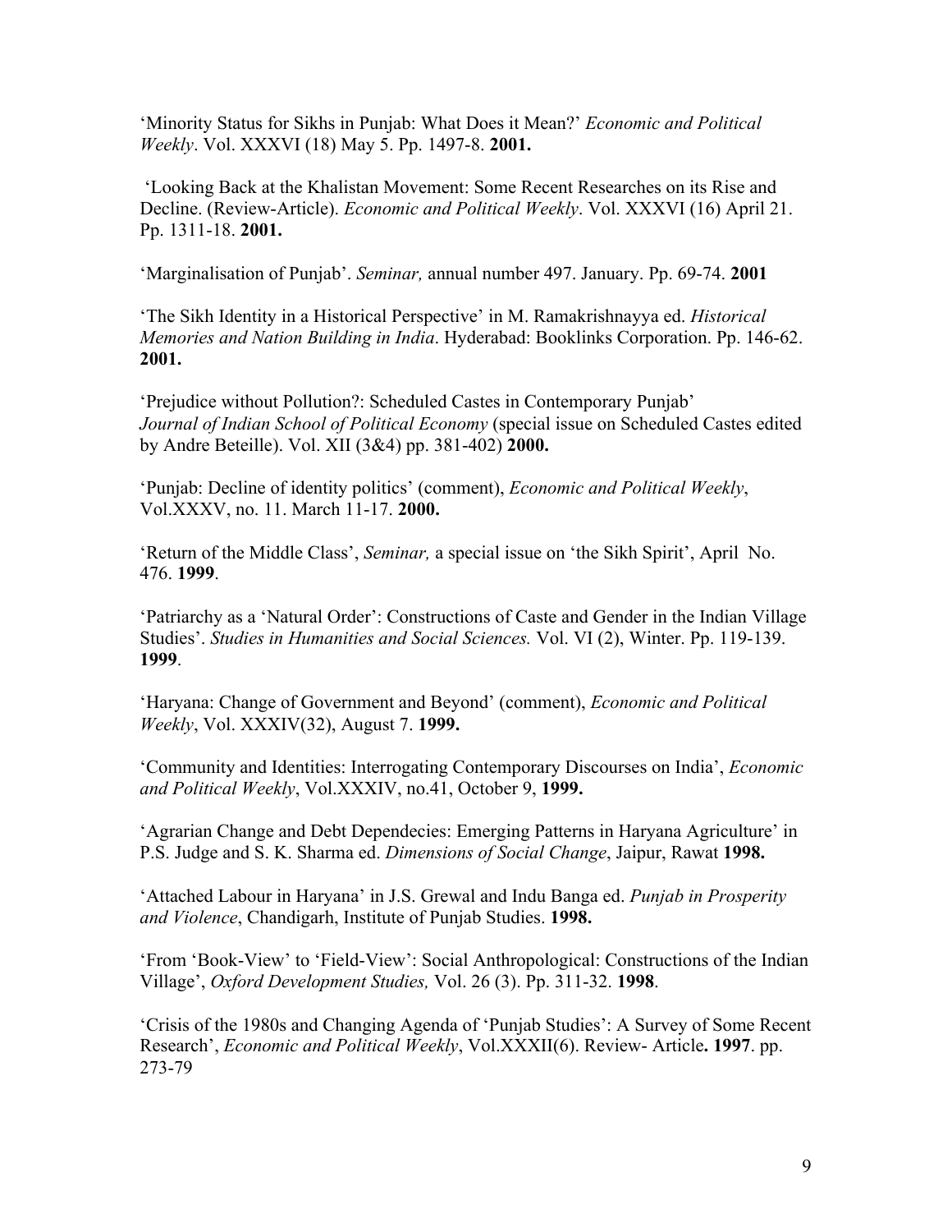'Minority Status for Sikhs in Punjab: What Does it Mean?' *Economic and Political Weekly*. Vol. XXXVI (18) May 5. Pp. 1497-8. **2001.**

'Looking Back at the Khalistan Movement: Some Recent Researches on its Rise and Decline. (Review-Article). *Economic and Political Weekly*. Vol. XXXVI (16) April 21. Pp. 1311-18. **2001.**

'Marginalisation of Punjab'. *Seminar,* annual number 497. January. Pp. 69-74. **2001**

'The Sikh Identity in a Historical Perspective' in M. Ramakrishnayya ed. *Historical Memories and Nation Building in India*. Hyderabad: Booklinks Corporation. Pp. 146-62. **2001.**

'Prejudice without Pollution?: Scheduled Castes in Contemporary Punjab' *Journal of Indian School of Political Economy* (special issue on Scheduled Castes edited by Andre Beteille). Vol. XII (3&4) pp. 381-402) **2000.**

'Punjab: Decline of identity politics' (comment), *Economic and Political Weekly*, Vol.XXXV, no. 11. March 11-17. **2000.**

'Return of the Middle Class', *Seminar,* a special issue on 'the Sikh Spirit', April No. 476. **1999**.

'Patriarchy as a 'Natural Order': Constructions of Caste and Gender in the Indian Village Studies'. *Studies in Humanities and Social Sciences.* Vol. VI (2), Winter. Pp. 119-139. **1999**.

'Haryana: Change of Government and Beyond' (comment), *Economic and Political Weekly*, Vol. XXXIV(32), August 7. **1999.**

'Community and Identities: Interrogating Contemporary Discourses on India', *Economic and Political Weekly*, Vol.XXXIV, no.41, October 9, **1999.**

'Agrarian Change and Debt Dependecies: Emerging Patterns in Haryana Agriculture' in P.S. Judge and S. K. Sharma ed. *Dimensions of Social Change*, Jaipur, Rawat **1998.**

'Attached Labour in Haryana' in J.S. Grewal and Indu Banga ed. *Punjab in Prosperity and Violence*, Chandigarh, Institute of Punjab Studies. **1998.**

'From 'Book-View' to 'Field-View': Social Anthropological: Constructions of the Indian Village', *Oxford Development Studies,* Vol. 26 (3). Pp. 311-32. **1998**.

'Crisis of the 1980s and Changing Agenda of 'Punjab Studies': A Survey of Some Recent Research', *Economic and Political Weekly*, Vol.XXXII(6). Review- Article**. 1997**. pp. 273-79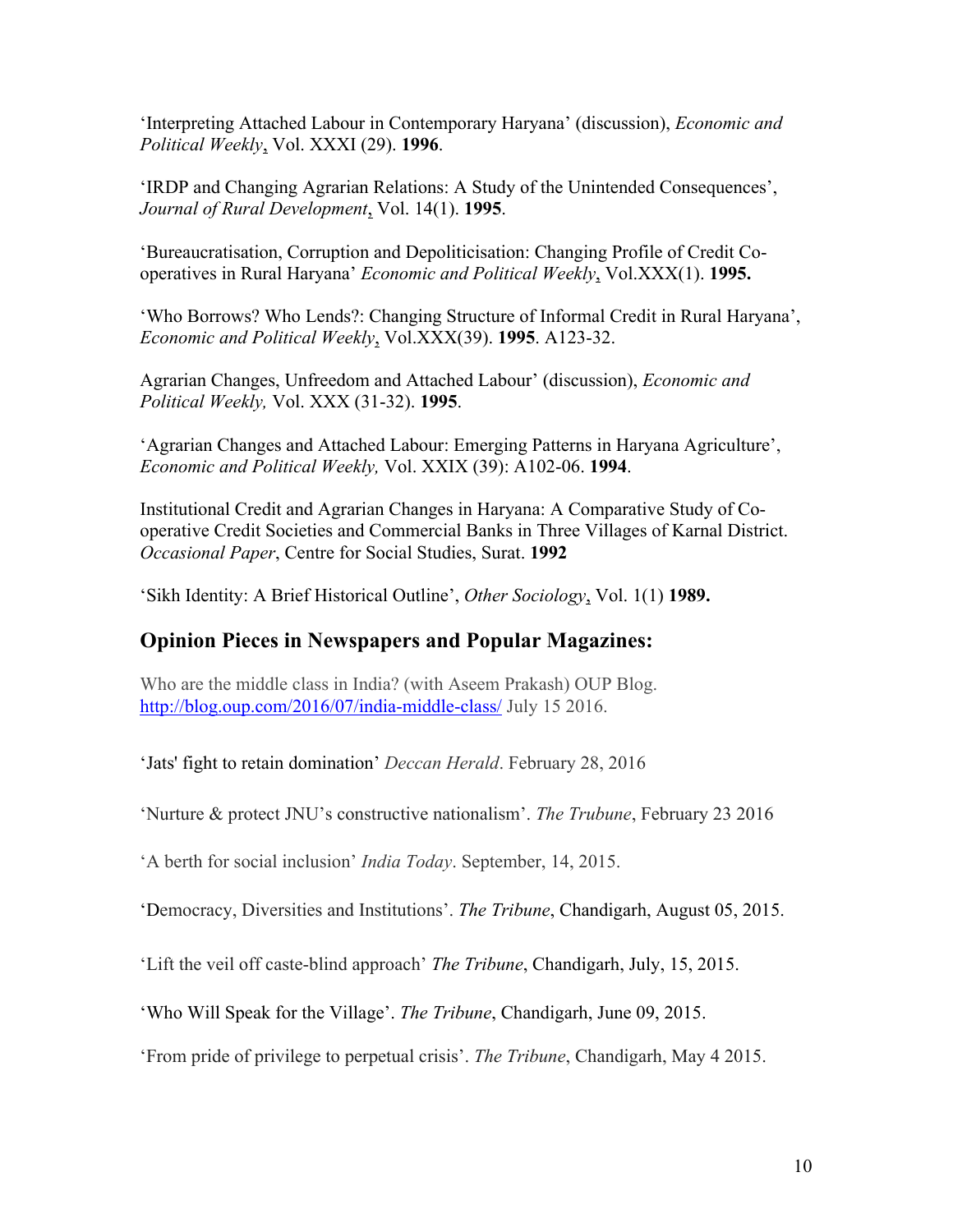'Interpreting Attached Labour in Contemporary Haryana' (discussion), *Economic and Political Weekly*, Vol. XXXI (29). **1996**.

'IRDP and Changing Agrarian Relations: A Study of the Unintended Consequences', *Journal of Rural Development*, Vol. 14(1). **1995**.

'Bureaucratisation, Corruption and Depoliticisation: Changing Profile of Credit Co-operatives in Rural Haryana' *Economic and Political Weekly*, Vol.XXX(1). **1995.**

'Who Borrows? Who Lends?: Changing Structure of Informal Credit in Rural Haryana', *Economic and Political Weekly*, Vol.XXX(39). **1995**. A123-32.

Agrarian Changes, Unfreedom and Attached Labour' (discussion), *Economic and Political Weekly,* Vol. XXX (31-32). **1995**.

'Agrarian Changes and Attached Labour: Emerging Patterns in Haryana Agriculture', *Economic and Political Weekly,* Vol. XXIX (39): A102-06. **1994**.

Institutional Credit and Agrarian Changes in Haryana: A Comparative Study of Co-operative Credit Societies and Commercial Banks in Three Villages of Karnal District. *Occasional Paper*, Centre for Social Studies, Surat. **1992**

'Sikh Identity: A Brief Historical Outline', *Other Sociology*, Vol. 1(1) **1989.**

## Opinion Pieces in Newspapers and Popular Magazines:

Who are the middle class in India? (with Aseem Prakash) OUP Blog. http://blog.oup.com/2016/07/india-middle-class/ July 15 2016.

'Jats' fight to retain domination' *Deccan Herald*. February 28, 2016

'Nurture & protect JNU's constructive nationalism'. *The Trubune*, February 23 2016

'A berth for social inclusion' *India Today*. September, 14, 2015.

'Democracy, Diversities and Institutions'. *The Tribune*, Chandigarh, August 05, 2015.

'Lift the veil off caste-blind approach' *The Tribune*, Chandigarh, July, 15, 2015.

'Who Will Speak for the Village'. *The Tribune*, Chandigarh, June 09, 2015.

'From pride of privilege to perpetual crisis'. *The Tribune*, Chandigarh, May 4 2015.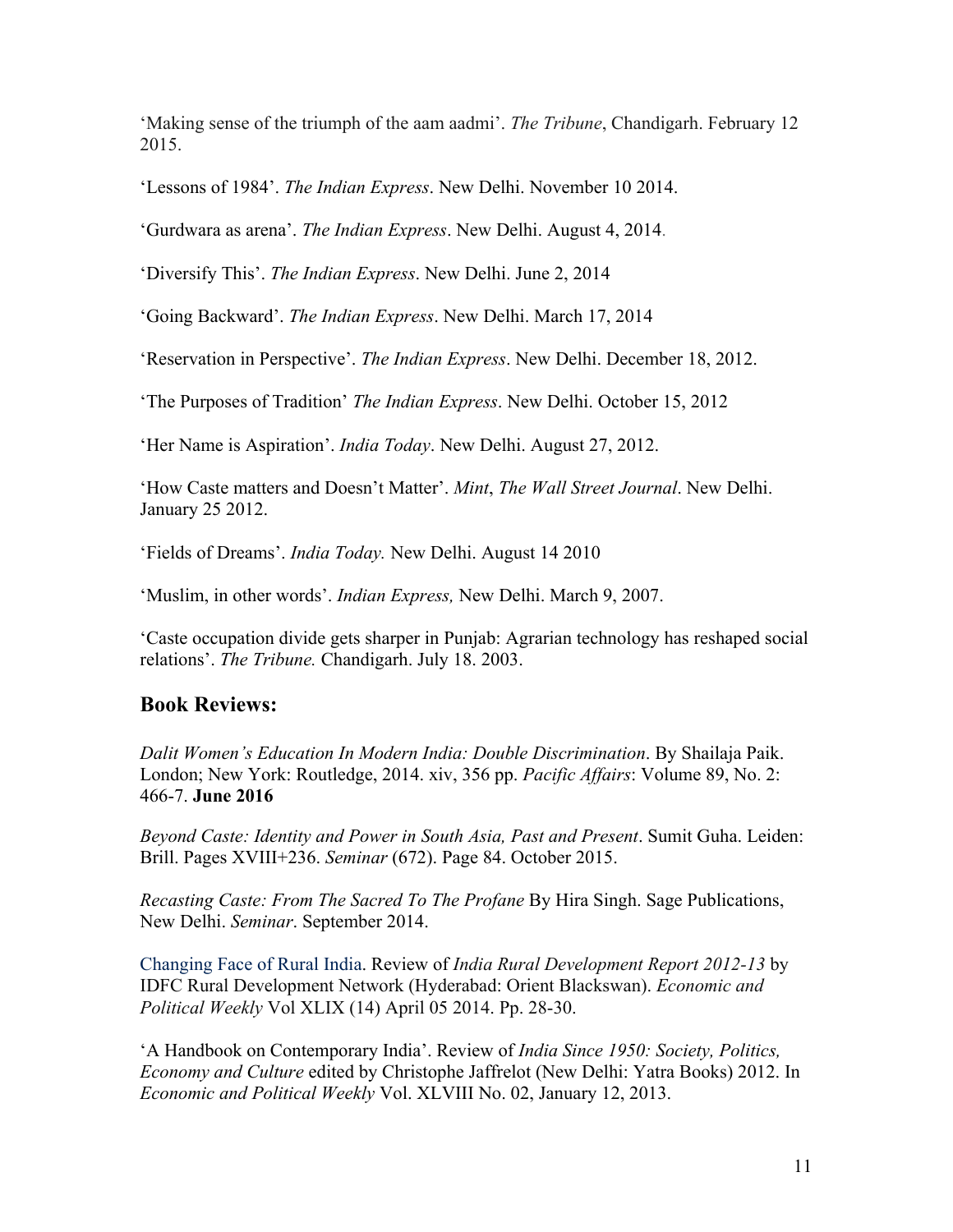'Making sense of the triumph of the aam aadmi'. *The Tribune*, Chandigarh. February 12 2015.

'Lessons of 1984'. *The Indian Express*. New Delhi. November 10 2014.

'Gurdwara as arena'. *The Indian Express*. New Delhi. August 4, 2014.

'Diversify This'. *The Indian Express*. New Delhi. June 2, 2014

'Going Backward'. *The Indian Express*. New Delhi. March 17, 2014

'Reservation in Perspective'. *The Indian Express*. New Delhi. December 18, 2012.

'The Purposes of Tradition' *The Indian Express*. New Delhi. October 15, 2012

'Her Name is Aspiration'. *India Today*. New Delhi. August 27, 2012.

'How Caste matters and Doesn't Matter'. *Mint*, *The Wall Street Journal*. New Delhi. January 25 2012.

'Fields of Dreams'. *India Today.* New Delhi. August 14 2010

'Muslim, in other words'. *Indian Express,* New Delhi. March 9, 2007.

'Caste occupation divide gets sharper in Punjab: Agrarian technology has reshaped social relations'. *The Tribune.* Chandigarh. July 18. 2003.

## Book Reviews:

*Dalit Women's Education In Modern India: Double Discrimination*. By Shailaja Paik. London; New York: Routledge, 2014. xiv, 356 pp. *Pacific Affairs*: Volume 89, No. 2: 466-7. **June 2016**

*Beyond Caste: Identity and Power in South Asia, Past and Present*. Sumit Guha. Leiden: Brill. Pages XVIII+236. *Seminar* (672). Page 84. October 2015.

*Recasting Caste: From The Sacred To The Profane* By Hira Singh. Sage Publications, New Delhi. *Seminar*. September 2014.

Changing Face of Rural India. Review of *India Rural Development Report 2012-13* by IDFC Rural Development Network (Hyderabad: Orient Blackswan). *Economic and Political Weekly* Vol XLIX (14) April 05 2014. Pp. 28-30.

'A Handbook on Contemporary India'. Review of *India Since 1950: Society, Politics, Economy and Culture* edited by Christophe Jaffrelot (New Delhi: Yatra Books) 2012. In *Economic and Political Weekly* Vol. XLVIII No. 02, January 12, 2013.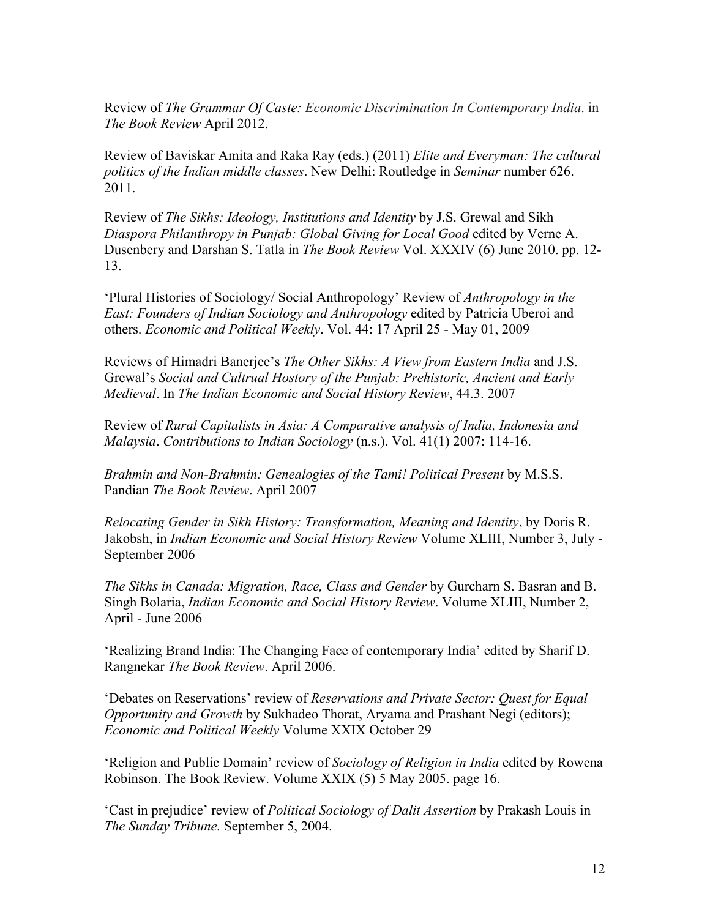Review of *The Grammar Of Caste: Economic Discrimination In Contemporary India*. in *The Book Review* April 2012.

Review of Baviskar Amita and Raka Ray (eds.) (2011) *Elite and Everyman: The cultural politics of the Indian middle classes*. New Delhi: Routledge in *Seminar* number 626. 2011.

Review of *The Sikhs: Ideology, Institutions and Identity* by J.S. Grewal and Sikh *Diaspora Philanthropy in Punjab: Global Giving for Local Good* edited by Verne A. Dusenbery and Darshan S. Tatla in *The Book Review* Vol. XXXIV (6) June 2010. pp. 12-13.

'Plural Histories of Sociology/ Social Anthropology' Review of *Anthropology in the East: Founders of Indian Sociology and Anthropology* edited by Patricia Uberoi and others. *Economic and Political Weekly*. Vol. 44: 17 April 25 - May 01, 2009

Reviews of Himadri Banerjee's *The Other Sikhs: A View from Eastern India* and J.S. Grewal's *Social and Cultrual Hostory of the Punjab: Prehistoric, Ancient and Early Medieval*. In *The Indian Economic and Social History Review*, 44.3. 2007

Review of *Rural Capitalists in Asia: A Comparative analysis of India, Indonesia and Malaysia*. *Contributions to Indian Sociology* (n.s.). Vol. 41(1) 2007: 114-16.

*Brahmin and Non-Brahmin: Genealogies of the Tami! Political Present* by M.S.S. Pandian *The Book Review*. April 2007

*Relocating Gender in Sikh History: Transformation, Meaning and Identity*, by Doris R. Jakobsh, in *Indian Economic and Social History Review* Volume XLIII, Number 3, July - September 2006

*The Sikhs in Canada: Migration, Race, Class and Gender* by Gurcharn S. Basran and B. Singh Bolaria, *Indian Economic and Social History Review*. Volume XLIII, Number 2, April - June 2006

'Realizing Brand India: The Changing Face of contemporary India' edited by Sharif D. Rangnekar *The Book Review*. April 2006.

'Debates on Reservations' review of *Reservations and Private Sector: Quest for Equal Opportunity and Growth* by Sukhadeo Thorat, Aryama and Prashant Negi (editors); *Economic and Political Weekly* Volume XXIX October 29

'Religion and Public Domain' review of *Sociology of Religion in India* edited by Rowena Robinson. The Book Review. Volume XXIX (5) 5 May 2005. page 16.

'Cast in prejudice' review of *Political Sociology of Dalit Assertion* by Prakash Louis in *The Sunday Tribune.* September 5, 2004.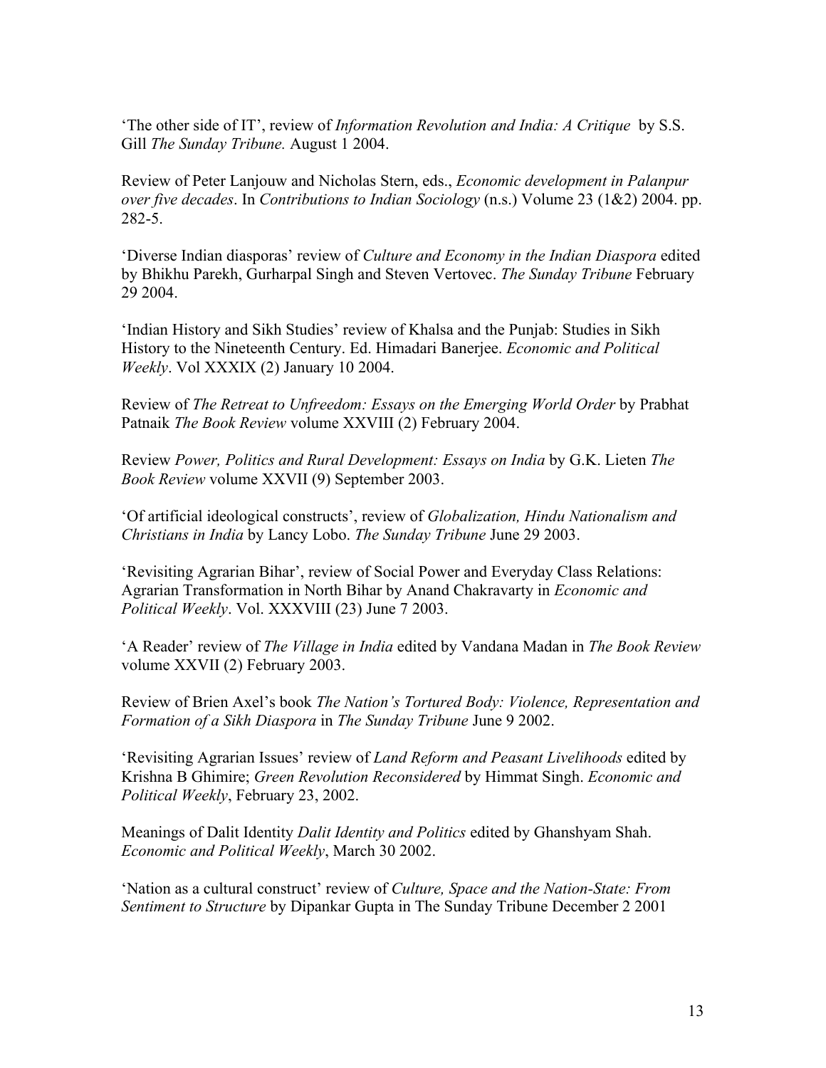'The other side of IT', review of *Information Revolution and India: A Critique* by S.S. Gill *The Sunday Tribune.* August 1 2004.

Review of Peter Lanjouw and Nicholas Stern, eds., *Economic development in Palanpur over five decades*. In *Contributions to Indian Sociology* (n.s.) Volume 23 (1&2) 2004. pp. 282-5.

'Diverse Indian diasporas' review of *Culture and Economy in the Indian Diaspora* edited by Bhikhu Parekh, Gurharpal Singh and Steven Vertovec. *The Sunday Tribune* February 29 2004.

'Indian History and Sikh Studies' review of Khalsa and the Punjab: Studies in Sikh History to the Nineteenth Century. Ed. Himadari Banerjee. *Economic and Political Weekly*. Vol XXXIX (2) January 10 2004.

Review of *The Retreat to Unfreedom: Essays on the Emerging World Order* by Prabhat Patnaik *The Book Review* volume XXVIII (2) February 2004.

Review *Power, Politics and Rural Development: Essays on India* by G.K. Lieten *The Book Review* volume XXVII (9) September 2003.

'Of artificial ideological constructs', review of *Globalization, Hindu Nationalism and Christians in India* by Lancy Lobo. *The Sunday Tribune* June 29 2003.

'Revisiting Agrarian Bihar', review of Social Power and Everyday Class Relations: Agrarian Transformation in North Bihar by Anand Chakravarty in *Economic and Political Weekly*. Vol. XXXVIII (23) June 7 2003.

'A Reader' review of *The Village in India* edited by Vandana Madan in *The Book Review* volume XXVII (2) February 2003.

Review of Brien Axel's book *The Nation's Tortured Body: Violence, Representation and Formation of a Sikh Diaspora* in *The Sunday Tribune* June 9 2002.

'Revisiting Agrarian Issues' review of *Land Reform and Peasant Livelihoods* edited by Krishna B Ghimire; *Green Revolution Reconsidered* by Himmat Singh. *Economic and Political Weekly*, February 23, 2002.

Meanings of Dalit Identity *Dalit Identity and Politics* edited by Ghanshyam Shah. *Economic and Political Weekly*, March 30 2002.

'Nation as a cultural construct' review of *Culture, Space and the Nation-State: From Sentiment to Structure* by Dipankar Gupta in The Sunday Tribune December 2 2001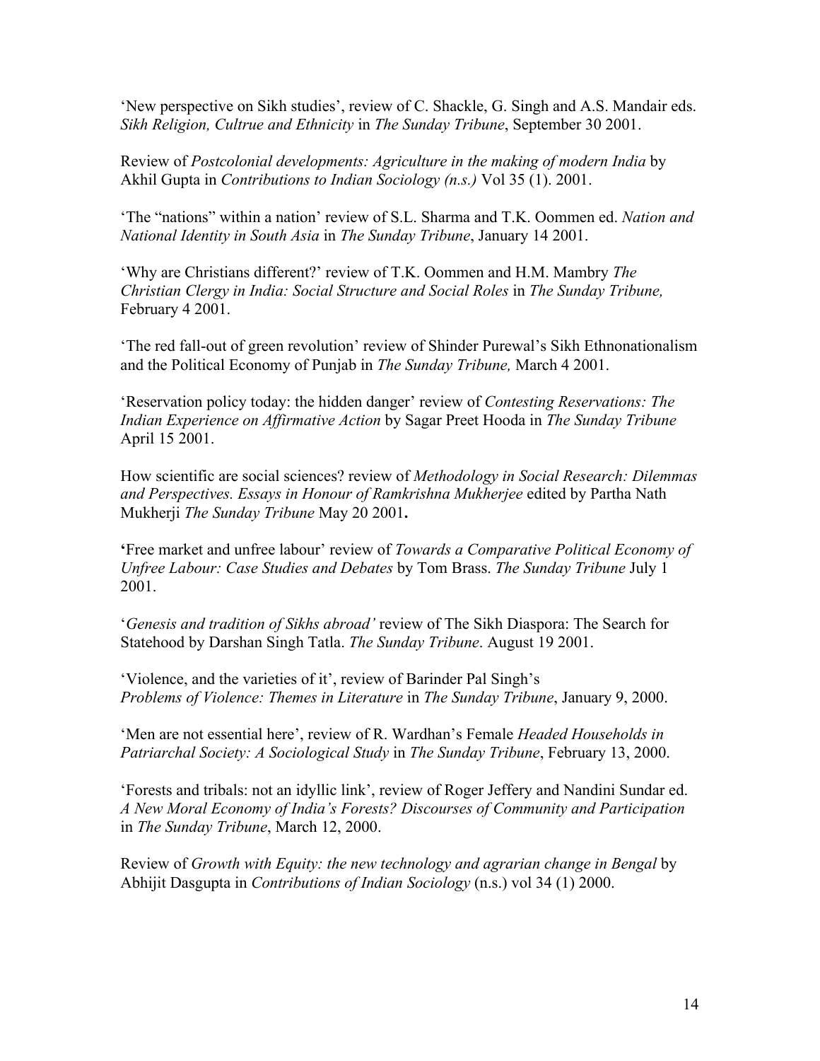'New perspective on Sikh studies', review of C. Shackle, G. Singh and A.S. Mandair eds. *Sikh Religion, Cultrue and Ethnicity* in *The Sunday Tribune*, September 30 2001.

Review of *Postcolonial developments: Agriculture in the making of modern India* by Akhil Gupta in *Contributions to Indian Sociology (n.s.)* Vol 35 (1). 2001.

'The "nations" within a nation' review of S.L. Sharma and T.K. Oommen ed. *Nation and National Identity in South Asia* in *The Sunday Tribune*, January 14 2001.

'Why are Christians different?' review of T.K. Oommen and H.M. Mambry *The Christian Clergy in India: Social Structure and Social Roles* in *The Sunday Tribune,* February 4 2001.

'The red fall-out of green revolution' review of Shinder Purewal's Sikh Ethnonationalism and the Political Economy of Punjab in *The Sunday Tribune,* March 4 2001.

'Reservation policy today: the hidden danger' review of *Contesting Reservations: The Indian Experience on Affirmative Action* by Sagar Preet Hooda in *The Sunday Tribune* April 15 2001.

How scientific are social sciences? review of *Methodology in Social Research: Dilemmas and Perspectives. Essays in Honour of Ramkrishna Mukherjee* edited by Partha Nath Mukherji *The Sunday Tribune* May 20 2001**.**

**'**Free market and unfree labour' review of *Towards a Comparative Political Economy of Unfree Labour: Case Studies and Debates* by Tom Brass. *The Sunday Tribune* July 1 2001.

'*Genesis and tradition of Sikhs abroad'* review of The Sikh Diaspora: The Search for Statehood by Darshan Singh Tatla. *The Sunday Tribune*. August 19 2001.

'Violence, and the varieties of it', review of Barinder Pal Singh's *Problems of Violence: Themes in Literature* in *The Sunday Tribune*, January 9, 2000.

'Men are not essential here', review of R. Wardhan's Female *Headed Households in Patriarchal Society: A Sociological Study* in *The Sunday Tribune*, February 13, 2000.

'Forests and tribals: not an idyllic link', review of Roger Jeffery and Nandini Sundar ed. *A New Moral Economy of India's Forests? Discourses of Community and Participation* in *The Sunday Tribune*, March 12, 2000.

Review of *Growth with Equity: the new technology and agrarian change in Bengal* by Abhijit Dasgupta in *Contributions of Indian Sociology* (n.s.) vol 34 (1) 2000.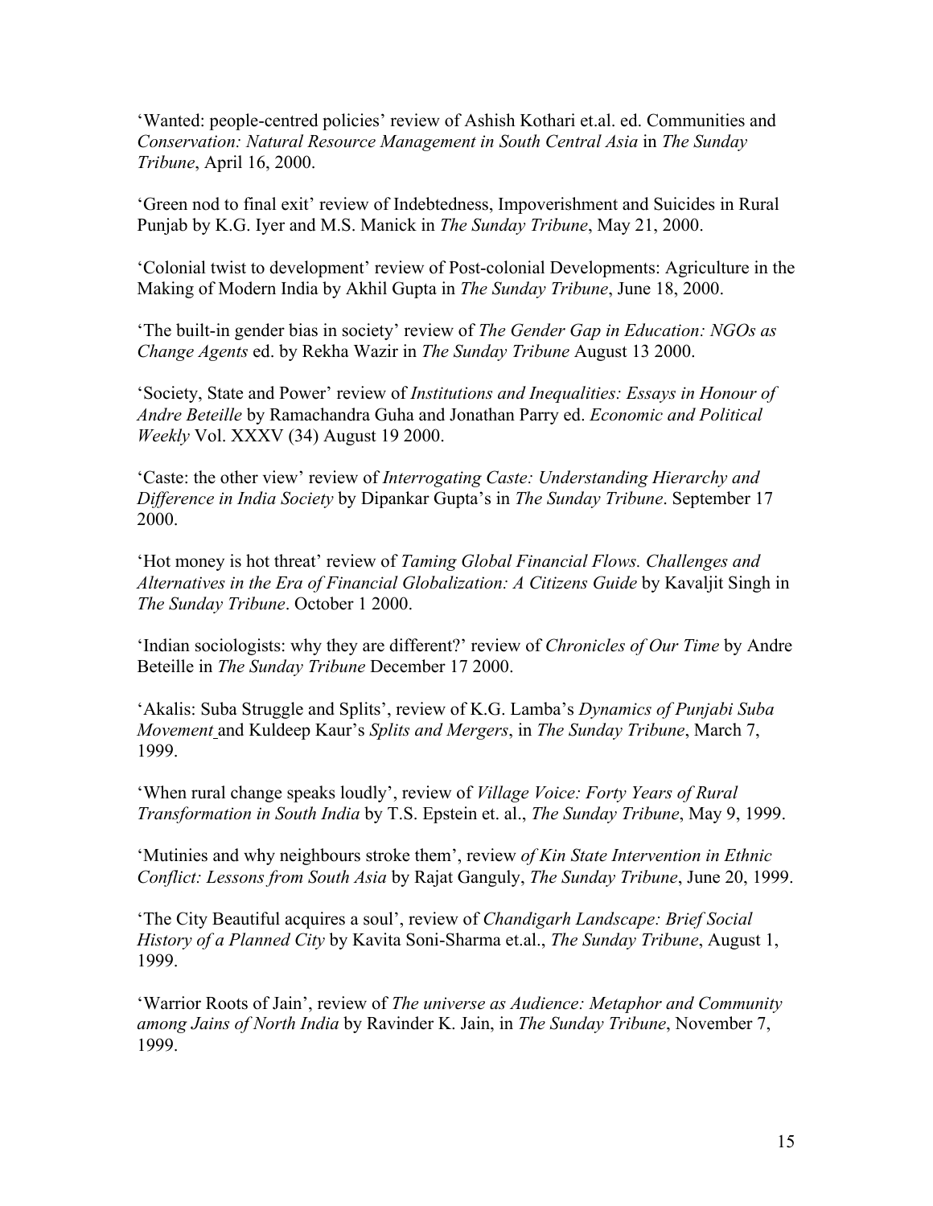'Wanted: people-centred policies' review of Ashish Kothari et.al. ed. Communities and *Conservation: Natural Resource Management in South Central Asia* in *The Sunday Tribune*, April 16, 2000.

'Green nod to final exit' review of Indebtedness, Impoverishment and Suicides in Rural Punjab by K.G. Iyer and M.S. Manick in *The Sunday Tribune*, May 21, 2000.

'Colonial twist to development' review of Post-colonial Developments: Agriculture in the Making of Modern India by Akhil Gupta in *The Sunday Tribune*, June 18, 2000.

'The built-in gender bias in society' review of *The Gender Gap in Education: NGOs as Change Agents* ed. by Rekha Wazir in *The Sunday Tribune* August 13 2000.

'Society, State and Power' review of *Institutions and Inequalities: Essays in Honour of Andre Beteille* by Ramachandra Guha and Jonathan Parry ed. *Economic and Political Weekly* Vol. XXXV (34) August 19 2000.

'Caste: the other view' review of *Interrogating Caste: Understanding Hierarchy and Difference in India Society* by Dipankar Gupta's in *The Sunday Tribune*. September 17 2000.

'Hot money is hot threat' review of *Taming Global Financial Flows. Challenges and Alternatives in the Era of Financial Globalization: A Citizens Guide* by Kavaljit Singh in *The Sunday Tribune*. October 1 2000.

'Indian sociologists: why they are different?' review of *Chronicles of Our Time* by Andre Beteille in *The Sunday Tribune* December 17 2000.

'Akalis: Suba Struggle and Splits', review of K.G. Lamba's *Dynamics of Punjabi Suba Movement* and Kuldeep Kaur's *Splits and Mergers*, in *The Sunday Tribune*, March 7, 1999.

'When rural change speaks loudly', review of *Village Voice: Forty Years of Rural Transformation in South India* by T.S. Epstein et. al., *The Sunday Tribune*, May 9, 1999.

'Mutinies and why neighbours stroke them', review *of Kin State Intervention in Ethnic Conflict: Lessons from South Asia* by Rajat Ganguly, *The Sunday Tribune*, June 20, 1999.

'The City Beautiful acquires a soul', review of *Chandigarh Landscape: Brief Social History of a Planned City* by Kavita Soni-Sharma et.al., *The Sunday Tribune*, August 1, 1999.

'Warrior Roots of Jain', review of *The universe as Audience: Metaphor and Community among Jains of North India* by Ravinder K. Jain, in *The Sunday Tribune*, November 7, 1999.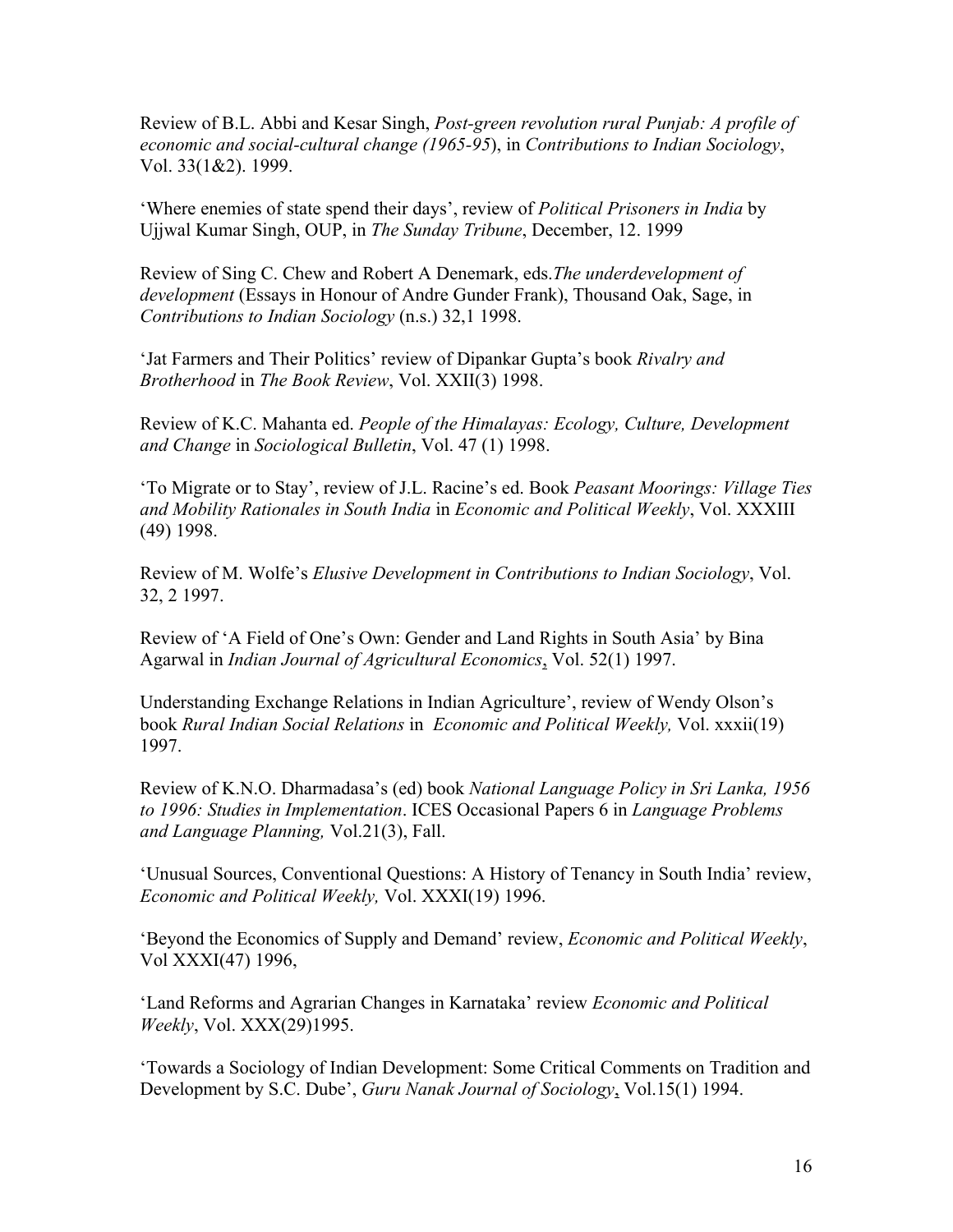Review of B.L. Abbi and Kesar Singh, *Post-green revolution rural Punjab: A profile of economic and social-cultural change (1965-95*), in *Contributions to Indian Sociology*, Vol. 33(1&2). 1999.

'Where enemies of state spend their days', review of *Political Prisoners in India* by Ujjwal Kumar Singh, OUP, in *The Sunday Tribune*, December, 12. 1999

Review of Sing C. Chew and Robert A Denemark, eds.*The underdevelopment of development* (Essays in Honour of Andre Gunder Frank), Thousand Oak, Sage, in *Contributions to Indian Sociology* (n.s.) 32,1 1998.

'Jat Farmers and Their Politics' review of Dipankar Gupta's book *Rivalry and Brotherhood* in *The Book Review*, Vol. XXII(3) 1998.

Review of K.C. Mahanta ed. *People of the Himalayas: Ecology, Culture, Development and Change* in *Sociological Bulletin*, Vol. 47 (1) 1998.

'To Migrate or to Stay', review of J.L. Racine's ed. Book *Peasant Moorings: Village Ties and Mobility Rationales in South India* in *Economic and Political Weekly*, Vol. XXXIII (49) 1998.

Review of M. Wolfe's *Elusive Development in Contributions to Indian Sociology*, Vol. 32, 2 1997.

Review of 'A Field of One's Own: Gender and Land Rights in South Asia' by Bina Agarwal in *Indian Journal of Agricultural Economics*, Vol. 52(1) 1997.

Understanding Exchange Relations in Indian Agriculture', review of Wendy Olson's book *Rural Indian Social Relations* in *Economic and Political Weekly,* Vol. xxxii(19) 1997.

Review of K.N.O. Dharmadasa's (ed) book *National Language Policy in Sri Lanka, 1956 to 1996: Studies in Implementation*. ICES Occasional Papers 6 in *Language Problems and Language Planning,* Vol.21(3), Fall.

'Unusual Sources, Conventional Questions: A History of Tenancy in South India' review, *Economic and Political Weekly,* Vol. XXXI(19) 1996.

'Beyond the Economics of Supply and Demand' review, *Economic and Political Weekly*, Vol XXXI(47) 1996,

'Land Reforms and Agrarian Changes in Karnataka' review *Economic and Political Weekly*, Vol. XXX(29)1995.

'Towards a Sociology of Indian Development: Some Critical Comments on Tradition and Development by S.C. Dube', *Guru Nanak Journal of Sociology*, Vol.15(1) 1994.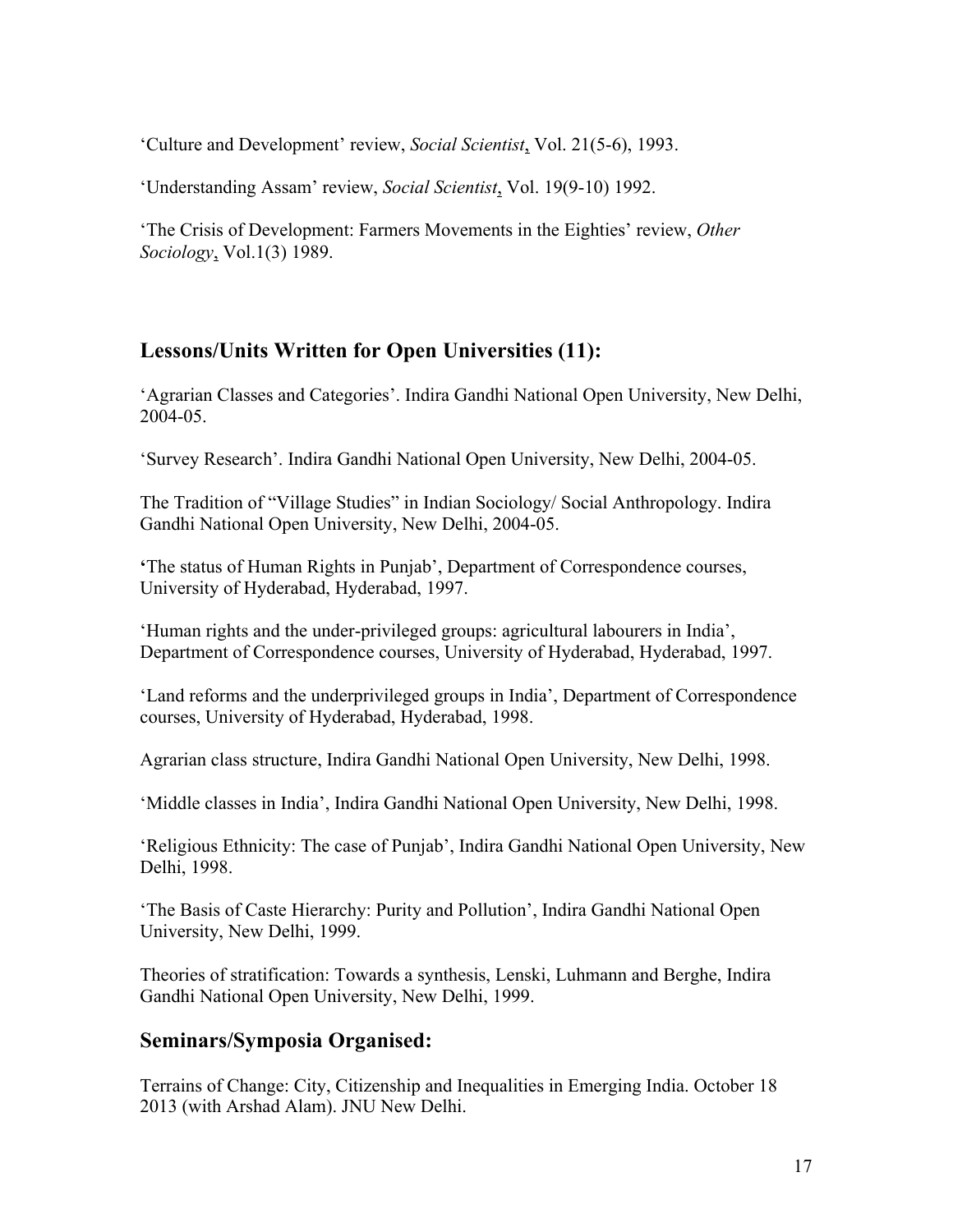'Culture and Development' review, *Social Scientist*, Vol. 21(5-6), 1993.

'Understanding Assam' review, *Social Scientist*, Vol. 19(9-10) 1992.

'The Crisis of Development: Farmers Movements in the Eighties' review, *Other Sociology*, Vol.1(3) 1989.

## Lessons/Units Written for Open Universities (11):

'Agrarian Classes and Categories'. Indira Gandhi National Open University, New Delhi, 2004-05.

'Survey Research'. Indira Gandhi National Open University, New Delhi, 2004-05.

The Tradition of "Village Studies" in Indian Sociology/ Social Anthropology. Indira Gandhi National Open University, New Delhi, 2004-05.

'The status of Human Rights in Punjab', Department of Correspondence courses, University of Hyderabad, Hyderabad, 1997.

'Human rights and the under-privileged groups: agricultural labourers in India', Department of Correspondence courses, University of Hyderabad, Hyderabad, 1997.

'Land reforms and the underprivileged groups in India', Department of Correspondence courses, University of Hyderabad, Hyderabad, 1998.

Agrarian class structure, Indira Gandhi National Open University, New Delhi, 1998.

'Middle classes in India', Indira Gandhi National Open University, New Delhi, 1998.

'Religious Ethnicity: The case of Punjab', Indira Gandhi National Open University, New Delhi, 1998.

'The Basis of Caste Hierarchy: Purity and Pollution', Indira Gandhi National Open University, New Delhi, 1999.

Theories of stratification: Towards a synthesis, Lenski, Luhmann and Berghe, Indira Gandhi National Open University, New Delhi, 1999.

## Seminars/Symposia Organised:

Terrains of Change: City, Citizenship and Inequalities in Emerging India. October 18 2013 (with Arshad Alam). JNU New Delhi.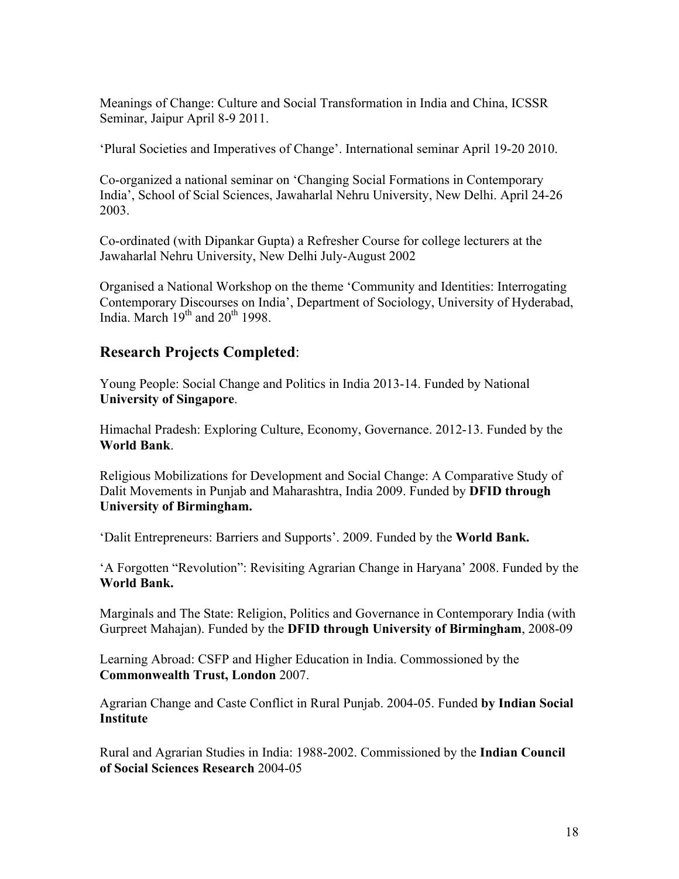Meanings of Change: Culture and Social Transformation in India and China, ICSSR Seminar, Jaipur April 8-9 2011.

'Plural Societies and Imperatives of Change'. International seminar April 19-20 2010.

Co-organized a national seminar on 'Changing Social Formations in Contemporary India', School of Scial Sciences, Jawaharlal Nehru University, New Delhi. April 24-26 2003.

Co-ordinated (with Dipankar Gupta) a Refresher Course for college lecturers at the Jawaharlal Nehru University, New Delhi July-August 2002

Organised a National Workshop on the theme 'Community and Identities: Interrogating Contemporary Discourses on India', Department of Sociology, University of Hyderabad, India. March 19th and 20th 1998.

## Research Projects Completed:

Young People: Social Change and Politics in India 2013-14. Funded by National **University of Singapore**.

Himachal Pradesh: Exploring Culture, Economy, Governance. 2012-13. Funded by the **World Bank**.

Religious Mobilizations for Development and Social Change: A Comparative Study of Dalit Movements in Punjab and Maharashtra, India 2009. Funded by **DFID through University of Birmingham.**

'Dalit Entrepreneurs: Barriers and Supports'. 2009. Funded by the **World Bank.**

'A Forgotten "Revolution": Revisiting Agrarian Change in Haryana' 2008. Funded by the **World Bank.**

Marginals and The State: Religion, Politics and Governance in Contemporary India (with Gurpreet Mahajan). Funded by the **DFID through University of Birmingham**, 2008-09

Learning Abroad: CSFP and Higher Education in India. Commossioned by the **Commonwealth Trust, London** 2007.

Agrarian Change and Caste Conflict in Rural Punjab. 2004-05. Funded **by Indian Social Institute**

Rural and Agrarian Studies in India: 1988-2002. Commissioned by the **Indian Council of Social Sciences Research** 2004-05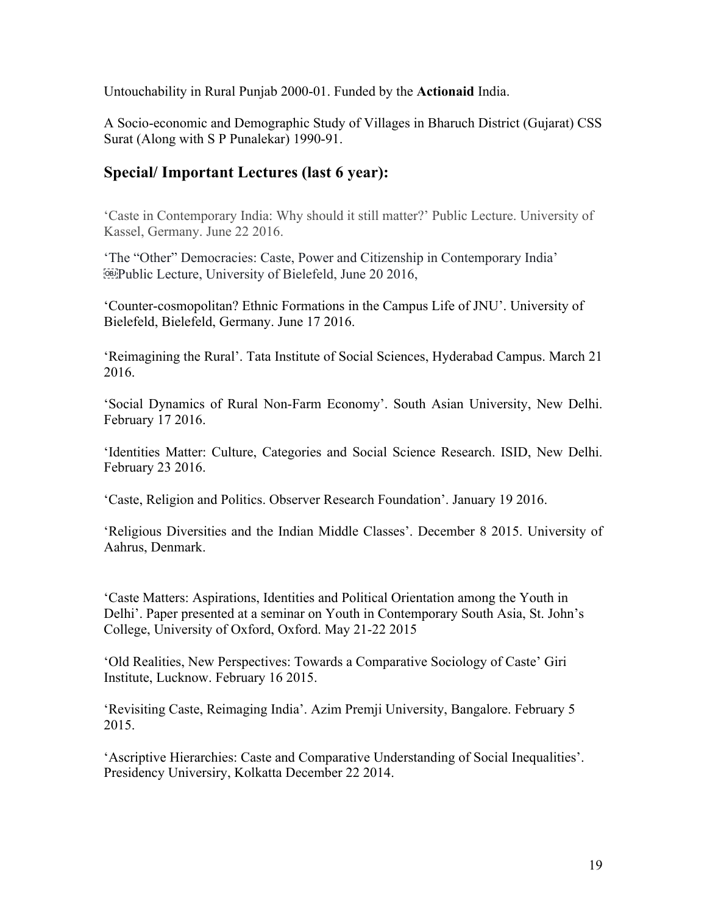Untouchability in Rural Punjab 2000-01. Funded by the **Actionaid** India.

A Socio-economic and Demographic Study of Villages in Bharuch District (Gujarat) CSS Surat (Along with S P Punalekar) 1990-91.

## Special/ Important Lectures (last 6 year):

'Caste in Contemporary India: Why should it still matter?' Public Lecture. University of Kassel, Germany. June 22 2016.

'The "Other" Democracies: Caste, Power and Citizenship in Contemporary India' Public Lecture, University of Bielefeld, June 20 2016,

'Counter-cosmopolitan? Ethnic Formations in the Campus Life of JNU'. University of Bielefeld, Bielefeld, Germany. June 17 2016.

'Reimagining the Rural'. Tata Institute of Social Sciences, Hyderabad Campus. March 21 2016.

'Social Dynamics of Rural Non-Farm Economy'. South Asian University, New Delhi. February 17 2016.

'Identities Matter: Culture, Categories and Social Science Research. ISID, New Delhi. February 23 2016.

'Caste, Religion and Politics. Observer Research Foundation'. January 19 2016.

'Religious Diversities and the Indian Middle Classes'. December 8 2015. University of Aahrus, Denmark.

'Caste Matters: Aspirations, Identities and Political Orientation among the Youth in Delhi'. Paper presented at a seminar on Youth in Contemporary South Asia, St. John's College, University of Oxford, Oxford. May 21-22 2015

'Old Realities, New Perspectives: Towards a Comparative Sociology of Caste' Giri Institute, Lucknow. February 16 2015.

'Revisiting Caste, Reimaging India'. Azim Premji University, Bangalore. February 5 2015.

'Ascriptive Hierarchies: Caste and Comparative Understanding of Social Inequalities'. Presidency Universiry, Kolkatta December 22 2014.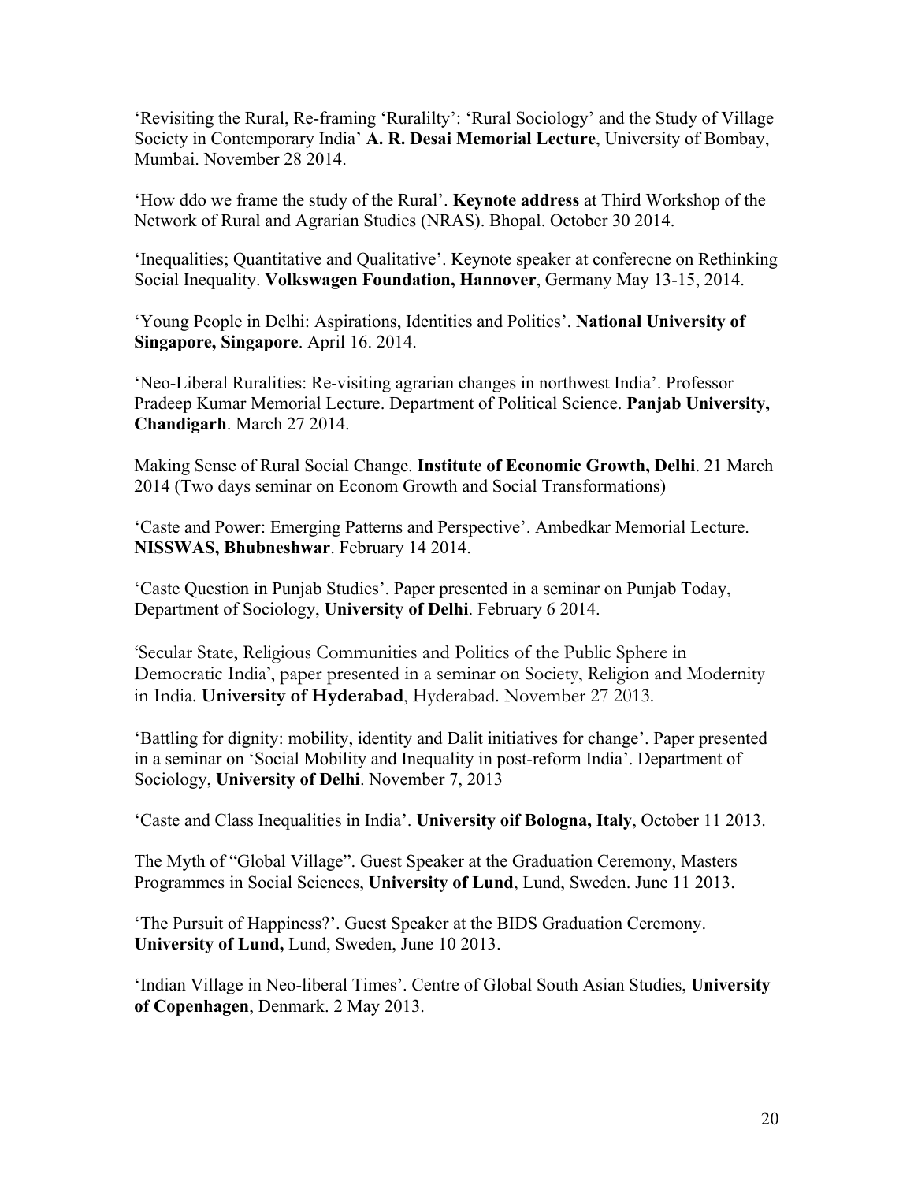'Revisiting the Rural, Re-framing 'Ruralilty': 'Rural Sociology' and the Study of Village Society in Contemporary India' **A. R. Desai Memorial Lecture**, University of Bombay, Mumbai. November 28 2014.

'How ddo we frame the study of the Rural'. **Keynote address** at Third Workshop of the Network of Rural and Agrarian Studies (NRAS). Bhopal. October 30 2014.

'Inequalities; Quantitative and Qualitative'. Keynote speaker at conferecne on Rethinking Social Inequality. **Volkswagen Foundation, Hannover**, Germany May 13-15, 2014.

'Young People in Delhi: Aspirations, Identities and Politics'. **National University of Singapore, Singapore**. April 16. 2014.

'Neo-Liberal Ruralities: Re-visiting agrarian changes in northwest India'. Professor Pradeep Kumar Memorial Lecture. Department of Political Science. **Panjab University, Chandigarh**. March 27 2014.

Making Sense of Rural Social Change. **Institute of Economic Growth, Delhi**. 21 March 2014 (Two days seminar on Econom Growth and Social Transformations)

'Caste and Power: Emerging Patterns and Perspective'. Ambedkar Memorial Lecture. **NISSWAS, Bhubneshwar**. February 14 2014.

'Caste Question in Punjab Studies'. Paper presented in a seminar on Punjab Today, Department of Sociology, **University of Delhi**. February 6 2014.

'Secular State, Religious Communities and Politics of the Public Sphere in Democratic India', paper presented in a seminar on Society, Religion and Modernity in India. **University of Hyderabad**, Hyderabad. November 27 2013.

'Battling for dignity: mobility, identity and Dalit initiatives for change'. Paper presented in a seminar on 'Social Mobility and Inequality in post-reform India'. Department of Sociology, **University of Delhi**. November 7, 2013

'Caste and Class Inequalities in India'. **University oif Bologna, Italy**, October 11 2013.

The Myth of "Global Village". Guest Speaker at the Graduation Ceremony, Masters Programmes in Social Sciences, **University of Lund**, Lund, Sweden. June 11 2013.

'The Pursuit of Happiness?'. Guest Speaker at the BIDS Graduation Ceremony. **University of Lund,** Lund, Sweden, June 10 2013.

'Indian Village in Neo-liberal Times'. Centre of Global South Asian Studies, **University of Copenhagen**, Denmark. 2 May 2013.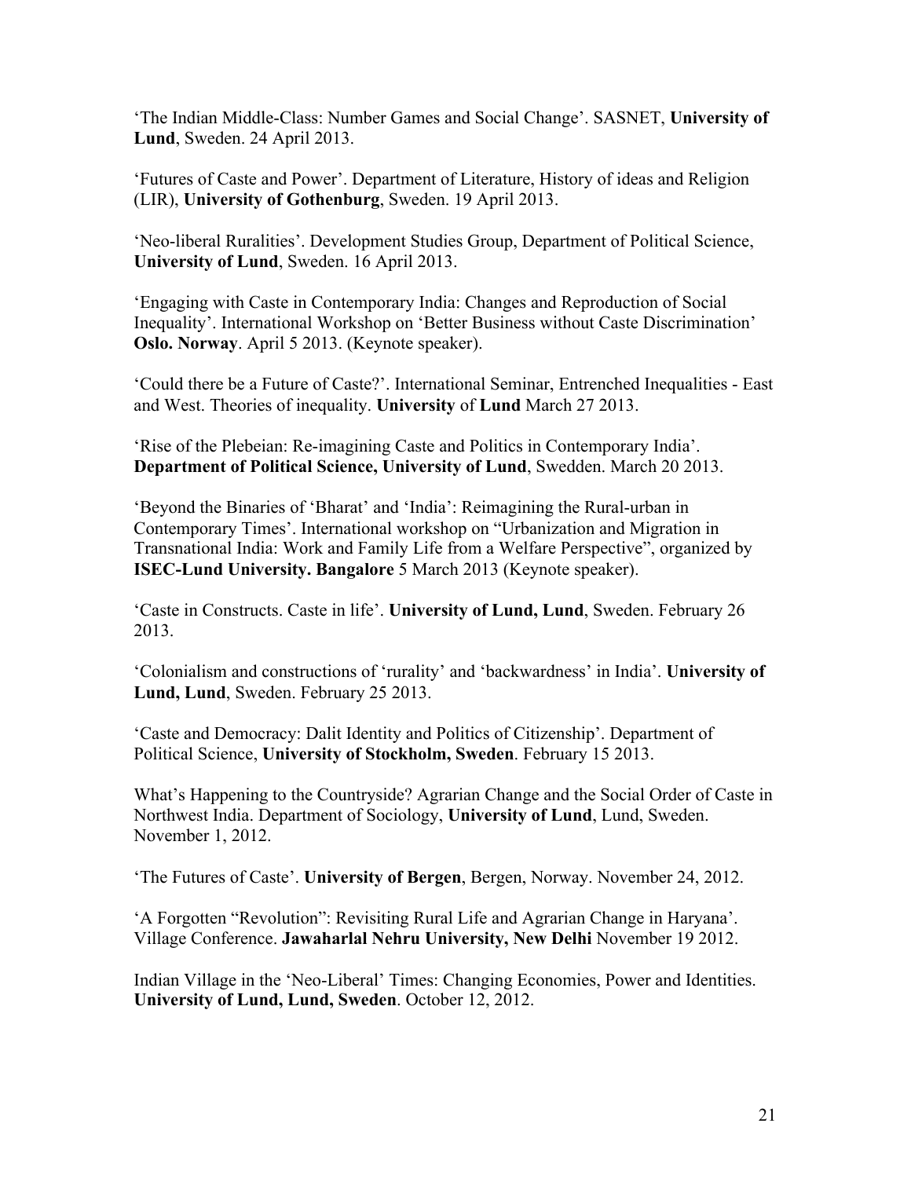'The Indian Middle-Class: Number Games and Social Change'. SASNET, **University of Lund**, Sweden. 24 April 2013.

'Futures of Caste and Power'. Department of Literature, History of ideas and Religion (LIR), **University of Gothenburg**, Sweden. 19 April 2013.

'Neo-liberal Ruralities'. Development Studies Group, Department of Political Science, **University of Lund**, Sweden. 16 April 2013.

'Engaging with Caste in Contemporary India: Changes and Reproduction of Social Inequality'. International Workshop on 'Better Business without Caste Discrimination' **Oslo. Norway**. April 5 2013. (Keynote speaker).

'Could there be a Future of Caste?'. International Seminar, Entrenched Inequalities - East and West. Theories of inequality. **University** of **Lund** March 27 2013.

'Rise of the Plebeian: Re-imagining Caste and Politics in Contemporary India'. **Department of Political Science, University of Lund**, Swedden. March 20 2013.

'Beyond the Binaries of 'Bharat' and 'India': Reimagining the Rural-urban in Contemporary Times'. International workshop on "Urbanization and Migration in Transnational India: Work and Family Life from a Welfare Perspective", organized by **ISEC-Lund University. Bangalore** 5 March 2013 (Keynote speaker).

'Caste in Constructs. Caste in life'. **University of Lund, Lund**, Sweden. February 26 2013.

'Colonialism and constructions of 'rurality' and 'backwardness' in India'. **University of Lund, Lund**, Sweden. February 25 2013.

'Caste and Democracy: Dalit Identity and Politics of Citizenship'. Department of Political Science, **University of Stockholm, Sweden**. February 15 2013.

What's Happening to the Countryside? Agrarian Change and the Social Order of Caste in Northwest India. Department of Sociology, **University of Lund**, Lund, Sweden. November 1, 2012.

'The Futures of Caste'. **University of Bergen**, Bergen, Norway. November 24, 2012.

'A Forgotten "Revolution": Revisiting Rural Life and Agrarian Change in Haryana'. Village Conference. **Jawaharlal Nehru University, New Delhi** November 19 2012.

Indian Village in the 'Neo-Liberal' Times: Changing Economies, Power and Identities. **University of Lund, Lund, Sweden**. October 12, 2012.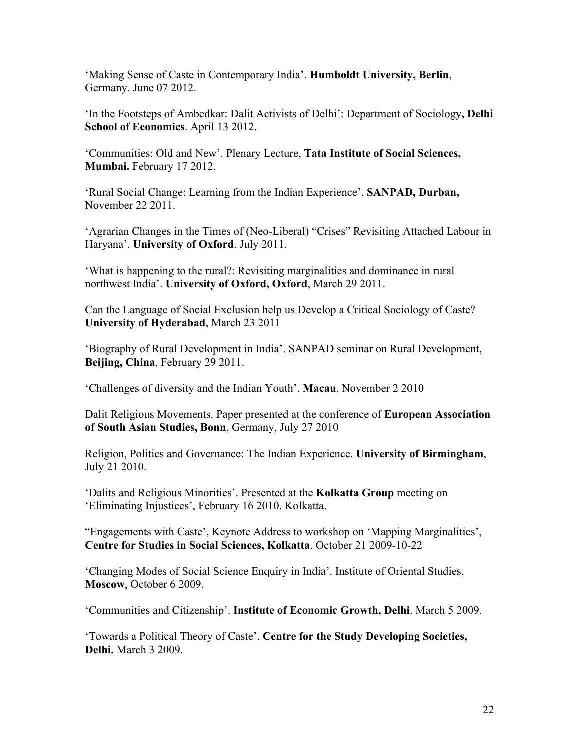'Making Sense of Caste in Contemporary India'. **Humboldt University, Berlin**, Germany. June 07 2012.

'In the Footsteps of Ambedkar: Dalit Activists of Delhi': Department of Sociology**, Delhi School of Economics**. April 13 2012.

'Communities: Old and New'. Plenary Lecture, **Tata Institute of Social Sciences, Mumbai.** February 17 2012.

'Rural Social Change: Learning from the Indian Experience'. **SANPAD, Durban,** November 22 2011.

'Agrarian Changes in the Times of (Neo-Liberal) "Crises" Revisiting Attached Labour in Haryana'. **University of Oxford**. July 2011.

'What is happening to the rural?: Revisiting marginalities and dominance in rural northwest India'. **University of Oxford, Oxford**, March 29 2011.

Can the Language of Social Exclusion help us Develop a Critical Sociology of Caste? **University of Hyderabad**, March 23 2011

'Biography of Rural Development in India'. SANPAD seminar on Rural Development, **Beijing, China**, February 29 2011.

'Challenges of diversity and the Indian Youth'. **Macau**, November 2 2010

Dalit Religious Movements. Paper presented at the conference of **European Association of South Asian Studies, Bonn**, Germany, July 27 2010

Religion, Politics and Governance: The Indian Experience. **University of Birmingham**, July 21 2010.

'Dalits and Religious Minorities'. Presented at the **Kolkatta Group** meeting on 'Eliminating Injustices', February 16 2010. Kolkatta.

"Engagements with Caste', Keynote Address to workshop on 'Mapping Marginalities', **Centre for Studies in Social Sciences, Kolkatta**. October 21 2009-10-22

'Changing Modes of Social Science Enquiry in India'. Institute of Oriental Studies, **Moscow**, October 6 2009.

'Communities and Citizenship'. **Institute of Economic Growth, Delhi**. March 5 2009.

'Towards a Political Theory of Caste'. **Centre for the Study Developing Societies, Delhi.** March 3 2009.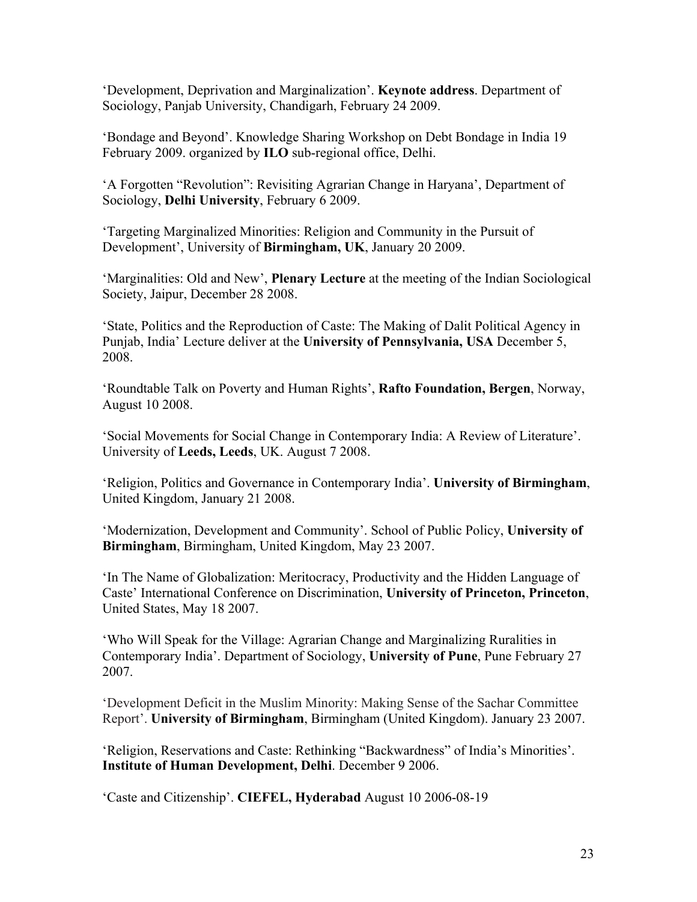'Development, Deprivation and Marginalization'. **Keynote address**. Department of Sociology, Panjab University, Chandigarh, February 24 2009.

'Bondage and Beyond'. Knowledge Sharing Workshop on Debt Bondage in India 19 February 2009. organized by **ILO** sub-regional office, Delhi.

'A Forgotten "Revolution": Revisiting Agrarian Change in Haryana', Department of Sociology, **Delhi University**, February 6 2009.

'Targeting Marginalized Minorities: Religion and Community in the Pursuit of Development', University of **Birmingham, UK**, January 20 2009.

'Marginalities: Old and New', **Plenary Lecture** at the meeting of the Indian Sociological Society, Jaipur, December 28 2008.

'State, Politics and the Reproduction of Caste: The Making of Dalit Political Agency in Punjab, India' Lecture deliver at the **University of Pennsylvania, USA** December 5, 2008.

'Roundtable Talk on Poverty and Human Rights', **Rafto Foundation, Bergen**, Norway, August 10 2008.

'Social Movements for Social Change in Contemporary India: A Review of Literature'. University of **Leeds, Leeds**, UK. August 7 2008.

'Religion, Politics and Governance in Contemporary India'. **University of Birmingham**, United Kingdom, January 21 2008.

'Modernization, Development and Community'. School of Public Policy, **University of Birmingham**, Birmingham, United Kingdom, May 23 2007.

'In The Name of Globalization: Meritocracy, Productivity and the Hidden Language of Caste' International Conference on Discrimination, **University of Princeton, Princeton**, United States, May 18 2007.

'Who Will Speak for the Village: Agrarian Change and Marginalizing Ruralities in Contemporary India'. Department of Sociology, **University of Pune**, Pune February 27 2007.

'Development Deficit in the Muslim Minority: Making Sense of the Sachar Committee Report'. **University of Birmingham**, Birmingham (United Kingdom). January 23 2007.

'Religion, Reservations and Caste: Rethinking "Backwardness" of India's Minorities'. **Institute of Human Development, Delhi**. December 9 2006.

'Caste and Citizenship'. **CIEFEL, Hyderabad** August 10 2006-08-19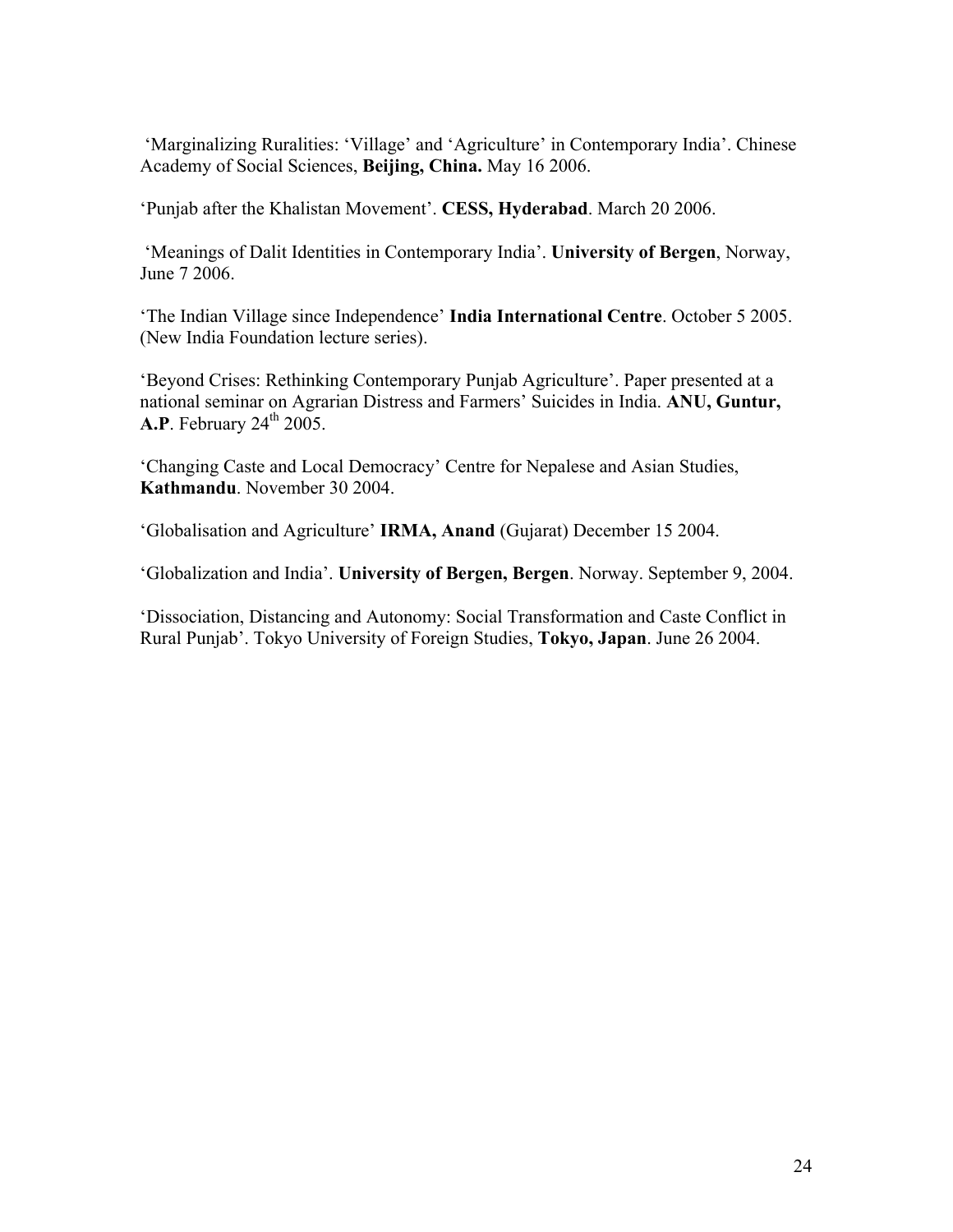'Marginalizing Ruralities: 'Village' and 'Agriculture' in Contemporary India'. Chinese Academy of Social Sciences, **Beijing, China.** May 16 2006.

'Punjab after the Khalistan Movement'. **CESS, Hyderabad**. March 20 2006.

'Meanings of Dalit Identities in Contemporary India'. **University of Bergen**, Norway, June 7 2006.

'The Indian Village since Independence' **India International Centre**. October 5 2005. (New India Foundation lecture series).

'Beyond Crises: Rethinking Contemporary Punjab Agriculture'. Paper presented at a national seminar on Agrarian Distress and Farmers' Suicides in India. **ANU, Guntur, A.P**. February 24th 2005.

'Changing Caste and Local Democracy' Centre for Nepalese and Asian Studies, **Kathmandu**. November 30 2004.

'Globalisation and Agriculture' **IRMA, Anand** (Gujarat) December 15 2004.

'Globalization and India'. **University of Bergen, Bergen**. Norway. September 9, 2004.

'Dissociation, Distancing and Autonomy: Social Transformation and Caste Conflict in Rural Punjab'. Tokyo University of Foreign Studies, **Tokyo, Japan**. June 26 2004.